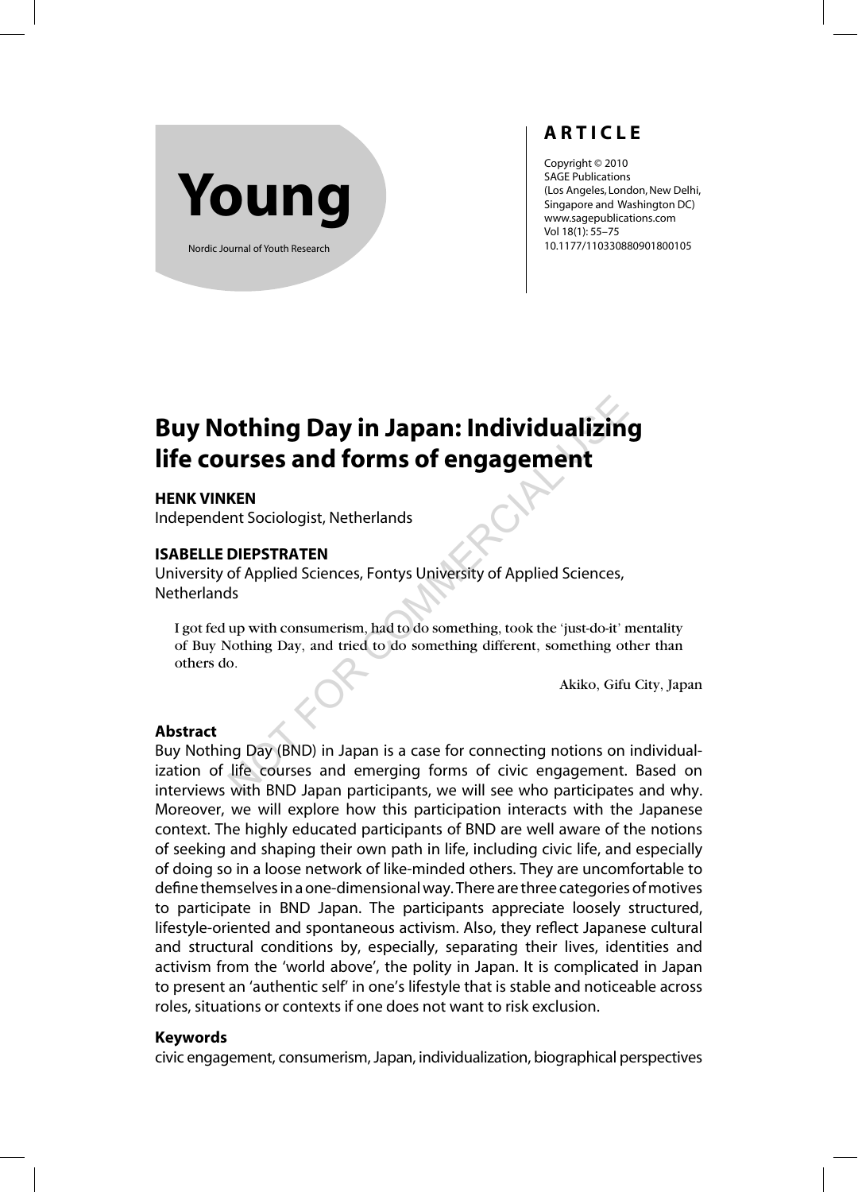**Young**

Nordic Journal of Youth Research

**ARTICLE**

Copyright © 2010
SAGE Publications
(Los Angeles, London, New Delhi, Singapore and Washington DC)
www.sagepublications.com
Vol 18(1): 55–75
10.1177/110330880901800105

# Buy Nothing Day in Japan: Individualizing life courses and forms of engagement

**HENK VINKEN**
Independent Sociologist, Netherlands

**ISABELLE DIEPSTRATEN**
University of Applied Sciences, Fontys University of Applied Sciences, Netherlands

> I got fed up with consumerism, had to do something, took the 'just-do-it' mentality of Buy Nothing Day, and tried to do something different, something other than others do.
>
> Akiko, Gifu City, Japan

### Abstract

Buy Nothing Day (BND) in Japan is a case for connecting notions on individualization of life courses and emerging forms of civic engagement. Based on interviews with BND Japan participants, we will see who participates and why. Moreover, we will explore how this participation interacts with the Japanese context. The highly educated participants of BND are well aware of the notions of seeking and shaping their own path in life, including civic life, and especially of doing so in a loose network of like-minded others. They are uncomfortable to define themselves in a one-dimensional way. There are three categories of motives to participate in BND Japan. The participants appreciate loosely structured, lifestyle-oriented and spontaneous activism. Also, they reflect Japanese cultural and structural conditions by, especially, separating their lives, identities and activism from the 'world above', the polity in Japan. It is complicated in Japan to present an 'authentic self' in one's lifestyle that is stable and noticeable across roles, situations or contexts if one does not want to risk exclusion.

### Keywords

civic engagement, consumerism, Japan, individualization, biographical perspectives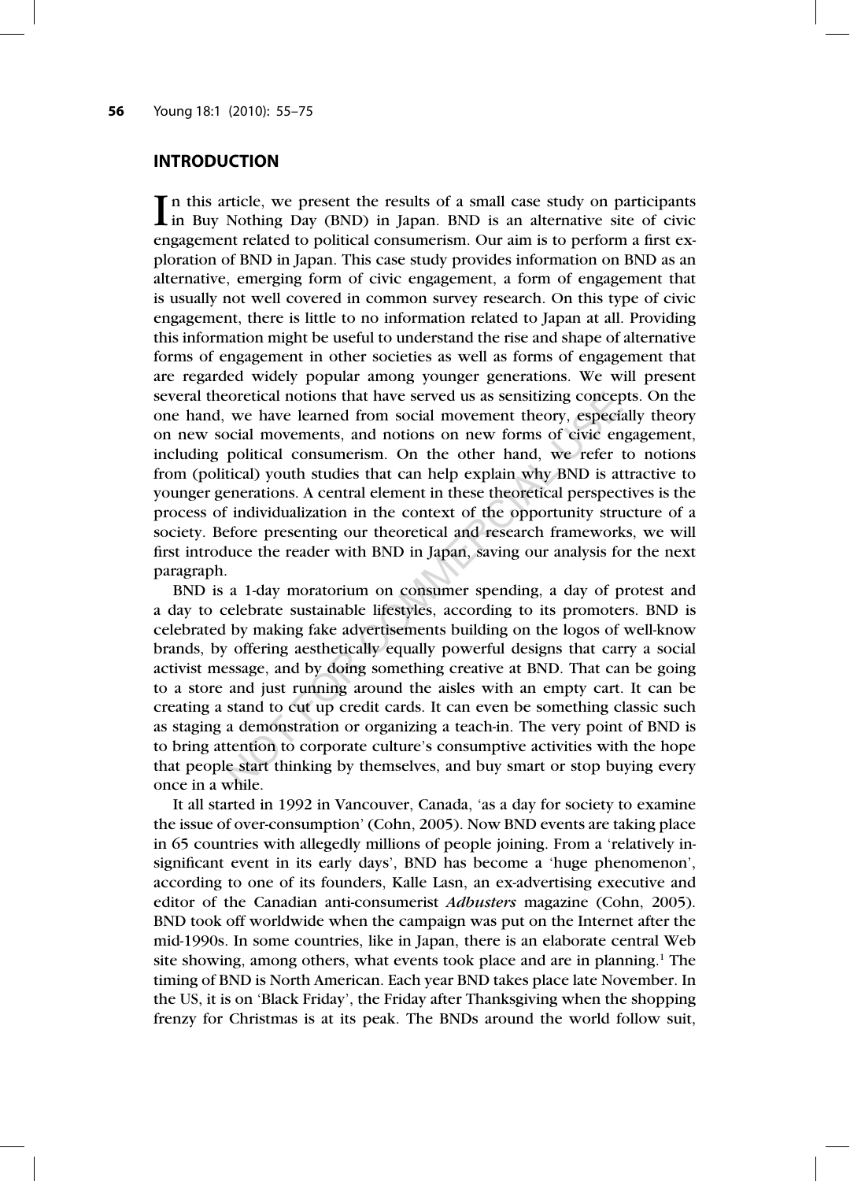## INTRODUCTION

In this article, we present the results of a small case study on participants in Buy Nothing Day (BND) in Japan. BND is an alternative site of civic engagement related to political consumerism. Our aim is to perform a first exploration of BND in Japan. This case study provides information on BND as an alternative, emerging form of civic engagement, a form of engagement that is usually not well covered in common survey research. On this type of civic engagement, there is little to no information related to Japan at all. Providing this information might be useful to understand the rise and shape of alternative forms of engagement in other societies as well as forms of engagement that are regarded widely popular among younger generations. We will present several theoretical notions that have served us as sensitizing concepts. On the one hand, we have learned from social movement theory, especially theory on new social movements, and notions on new forms of civic engagement, including political consumerism. On the other hand, we refer to notions from (political) youth studies that can help explain why BND is attractive to younger generations. A central element in these theoretical perspectives is the process of individualization in the context of the opportunity structure of a society. Before presenting our theoretical and research frameworks, we will first introduce the reader with BND in Japan, saving our analysis for the next paragraph.

BND is a 1-day moratorium on consumer spending, a day of protest and a day to celebrate sustainable lifestyles, according to its promoters. BND is celebrated by making fake advertisements building on the logos of well-know brands, by offering aesthetically equally powerful designs that carry a social activist message, and by doing something creative at BND. That can be going to a store and just running around the aisles with an empty cart. It can be creating a stand to cut up credit cards. It can even be something classic such as staging a demonstration or organizing a teach-in. The very point of BND is to bring attention to corporate culture's consumptive activities with the hope that people start thinking by themselves, and buy smart or stop buying every once in a while.

It all started in 1992 in Vancouver, Canada, 'as a day for society to examine the issue of over-consumption' (Cohn, 2005). Now BND events are taking place in 65 countries with allegedly millions of people joining. From a 'relatively insignificant event in its early days', BND has become a 'huge phenomenon', according to one of its founders, Kalle Lasn, an ex-advertising executive and editor of the Canadian anti-consumerist *Adbusters* magazine (Cohn, 2005). BND took off worldwide when the campaign was put on the Internet after the mid-1990s. In some countries, like in Japan, there is an elaborate central Web site showing, among others, what events took place and are in planning.[1] The timing of BND is North American. Each year BND takes place late November. In the US, it is on 'Black Friday', the Friday after Thanksgiving when the shopping frenzy for Christmas is at its peak. The BNDs around the world follow suit,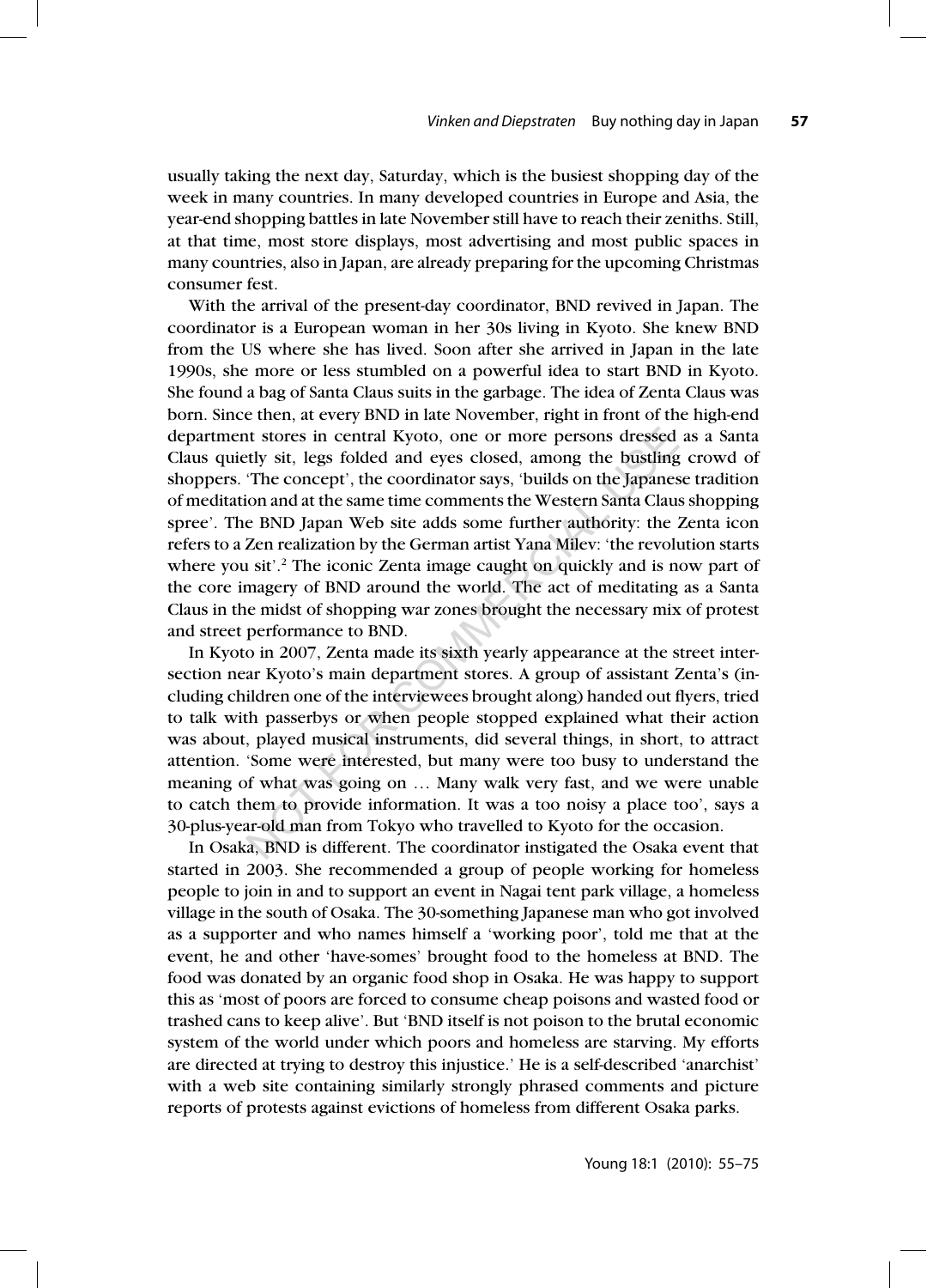usually taking the next day, Saturday, which is the busiest shopping day of the week in many countries. In many developed countries in Europe and Asia, the year-end shopping battles in late November still have to reach their zeniths. Still, at that time, most store displays, most advertising and most public spaces in many countries, also in Japan, are already preparing for the upcoming Christmas consumer fest.

With the arrival of the present-day coordinator, BND revived in Japan. The coordinator is a European woman in her 30s living in Kyoto. She knew BND from the US where she has lived. Soon after she arrived in Japan in the late 1990s, she more or less stumbled on a powerful idea to start BND in Kyoto. She found a bag of Santa Claus suits in the garbage. The idea of Zenta Claus was born. Since then, at every BND in late November, right in front of the high-end department stores in central Kyoto, one or more persons dressed as a Santa Claus quietly sit, legs folded and eyes closed, among the bustling crowd of shoppers. 'The concept', the coordinator says, 'builds on the Japanese tradition of meditation and at the same time comments the Western Santa Claus shopping spree'. The BND Japan Web site adds some further authority: the Zenta icon refers to a Zen realization by the German artist Yana Milev: 'the revolution starts where you sit'.[2] The iconic Zenta image caught on quickly and is now part of the core imagery of BND around the world. The act of meditating as a Santa Claus in the midst of shopping war zones brought the necessary mix of protest and street performance to BND.

In Kyoto in 2007, Zenta made its sixth yearly appearance at the street intersection near Kyoto's main department stores. A group of assistant Zenta's (including children one of the interviewees brought along) handed out flyers, tried to talk with passerbys or when people stopped explained what their action was about, played musical instruments, did several things, in short, to attract attention. 'Some were interested, but many were too busy to understand the meaning of what was going on … Many walk very fast, and we were unable to catch them to provide information. It was a too noisy a place too', says a 30-plus-year-old man from Tokyo who travelled to Kyoto for the occasion.

In Osaka, BND is different. The coordinator instigated the Osaka event that started in 2003. She recommended a group of people working for homeless people to join in and to support an event in Nagai tent park village, a homeless village in the south of Osaka. The 30-something Japanese man who got involved as a supporter and who names himself a 'working poor', told me that at the event, he and other 'have-somes' brought food to the homeless at BND. The food was donated by an organic food shop in Osaka. He was happy to support this as 'most of poors are forced to consume cheap poisons and wasted food or trashed cans to keep alive'. But 'BND itself is not poison to the brutal economic system of the world under which poors and homeless are starving. My efforts are directed at trying to destroy this injustice.' He is a self-described 'anarchist' with a web site containing similarly strongly phrased comments and picture reports of protests against evictions of homeless from different Osaka parks.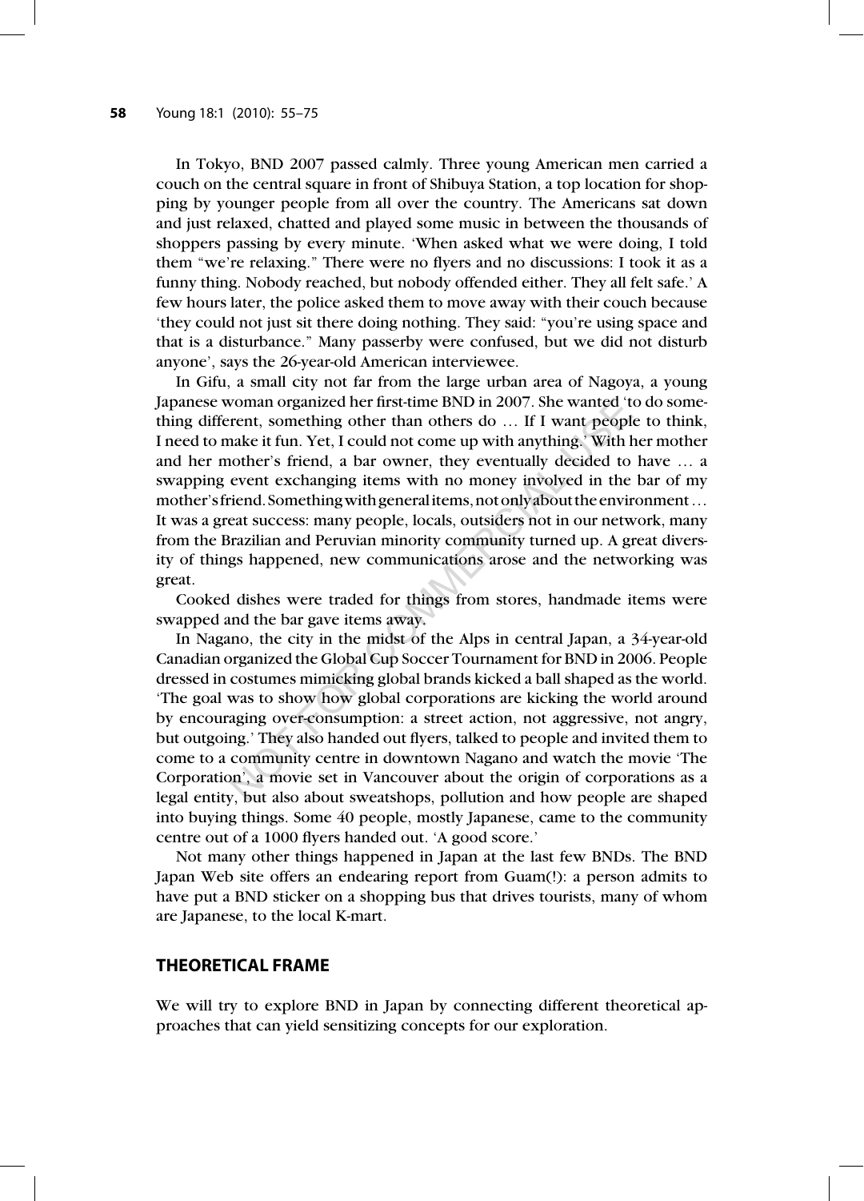In Tokyo, BND 2007 passed calmly. Three young American men carried a couch on the central square in front of Shibuya Station, a top location for shopping by younger people from all over the country. The Americans sat down and just relaxed, chatted and played some music in between the thousands of shoppers passing by every minute. 'When asked what we were doing, I told them "we're relaxing." There were no flyers and no discussions: I took it as a funny thing. Nobody reached, but nobody offended either. They all felt safe.' A few hours later, the police asked them to move away with their couch because 'they could not just sit there doing nothing. They said: "you're using space and that is a disturbance." Many passerby were confused, but we did not disturb anyone', says the 26-year-old American interviewee.

In Gifu, a small city not far from the large urban area of Nagoya, a young Japanese woman organized her first-time BND in 2007. She wanted 'to do something different, something other than others do … If I want people to think, I need to make it fun. Yet, I could not come up with anything.' With her mother and her mother's friend, a bar owner, they eventually decided to have … a swapping event exchanging items with no money involved in the bar of my mother's friend. Something with general items, not only about the environment … It was a great success: many people, locals, outsiders not in our network, many from the Brazilian and Peruvian minority community turned up. A great diversity of things happened, new communications arose and the networking was great.

Cooked dishes were traded for things from stores, handmade items were swapped and the bar gave items away.

In Nagano, the city in the midst of the Alps in central Japan, a 34-year-old Canadian organized the Global Cup Soccer Tournament for BND in 2006. People dressed in costumes mimicking global brands kicked a ball shaped as the world. 'The goal was to show how global corporations are kicking the world around by encouraging over-consumption: a street action, not aggressive, not angry, but outgoing.' They also handed out flyers, talked to people and invited them to come to a community centre in downtown Nagano and watch the movie 'The Corporation', a movie set in Vancouver about the origin of corporations as a legal entity, but also about sweatshops, pollution and how people are shaped into buying things. Some 40 people, mostly Japanese, came to the community centre out of a 1000 flyers handed out. 'A good score.'

Not many other things happened in Japan at the last few BNDs. The BND Japan Web site offers an endearing report from Guam(!): a person admits to have put a BND sticker on a shopping bus that drives tourists, many of whom are Japanese, to the local K-mart.

## THEORETICAL FRAME

We will try to explore BND in Japan by connecting different theoretical approaches that can yield sensitizing concepts for our exploration.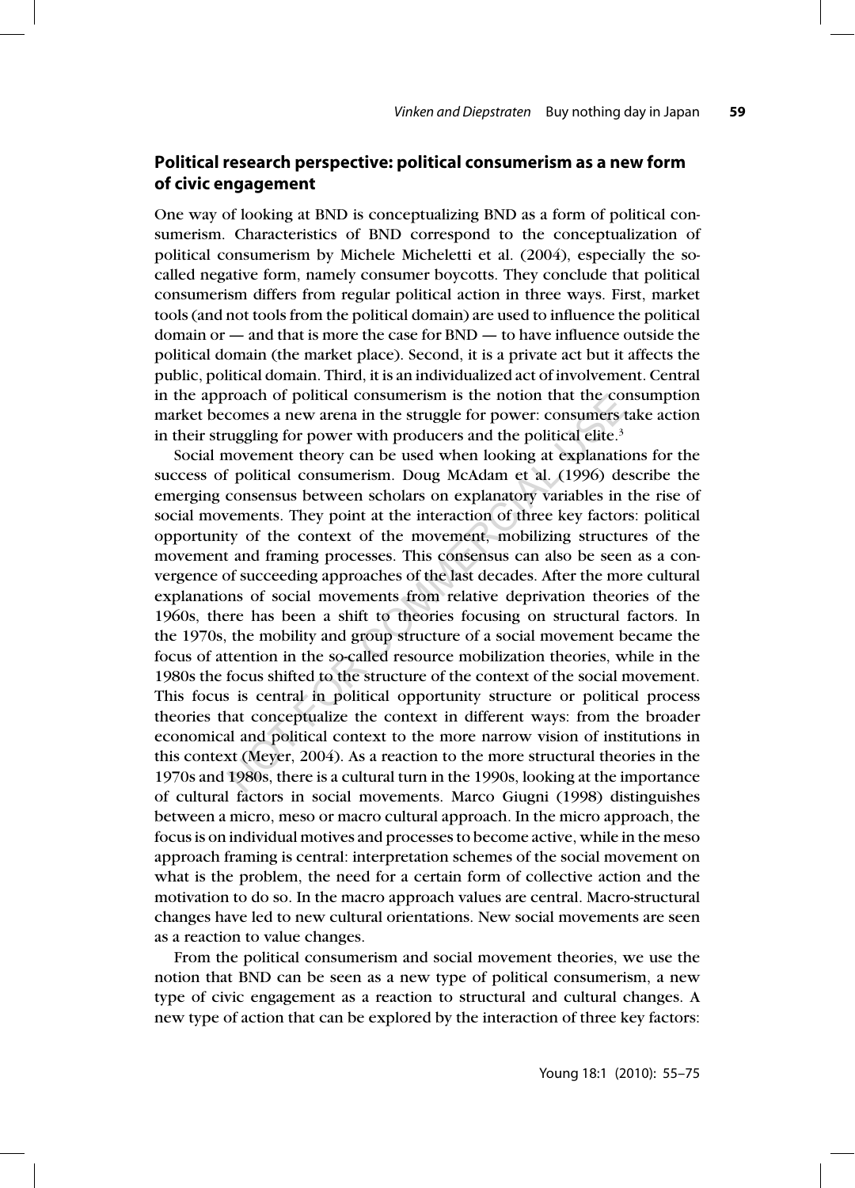## Political research perspective: political consumerism as a new form of civic engagement

One way of looking at BND is conceptualizing BND as a form of political consumerism. Characteristics of BND correspond to the conceptualization of political consumerism by Michele Micheletti et al. (2004), especially the so-called negative form, namely consumer boycotts. They conclude that political consumerism differs from regular political action in three ways. First, market tools (and not tools from the political domain) are used to influence the political domain or — and that is more the case for BND — to have influence outside the political domain (the market place). Second, it is a private act but it affects the public, political domain. Third, it is an individualized act of involvement. Central in the approach of political consumerism is the notion that the consumption market becomes a new arena in the struggle for power: consumers take action in their struggling for power with producers and the political elite.[3]

Social movement theory can be used when looking at explanations for the success of political consumerism. Doug McAdam et al. (1996) describe the emerging consensus between scholars on explanatory variables in the rise of social movements. They point at the interaction of three key factors: political opportunity of the context of the movement, mobilizing structures of the movement and framing processes. This consensus can also be seen as a convergence of succeeding approaches of the last decades. After the more cultural explanations of social movements from relative deprivation theories of the 1960s, there has been a shift to theories focusing on structural factors. In the 1970s, the mobility and group structure of a social movement became the focus of attention in the so-called resource mobilization theories, while in the 1980s the focus shifted to the structure of the context of the social movement. This focus is central in political opportunity structure or political process theories that conceptualize the context in different ways: from the broader economical and political context to the more narrow vision of institutions in this context (Meyer, 2004). As a reaction to the more structural theories in the 1970s and 1980s, there is a cultural turn in the 1990s, looking at the importance of cultural factors in social movements. Marco Giugni (1998) distinguishes between a micro, meso or macro cultural approach. In the micro approach, the focus is on individual motives and processes to become active, while in the meso approach framing is central: interpretation schemes of the social movement on what is the problem, the need for a certain form of collective action and the motivation to do so. In the macro approach values are central. Macro-structural changes have led to new cultural orientations. New social movements are seen as a reaction to value changes.

From the political consumerism and social movement theories, we use the notion that BND can be seen as a new type of political consumerism, a new type of civic engagement as a reaction to structural and cultural changes. A new type of action that can be explored by the interaction of three key factors: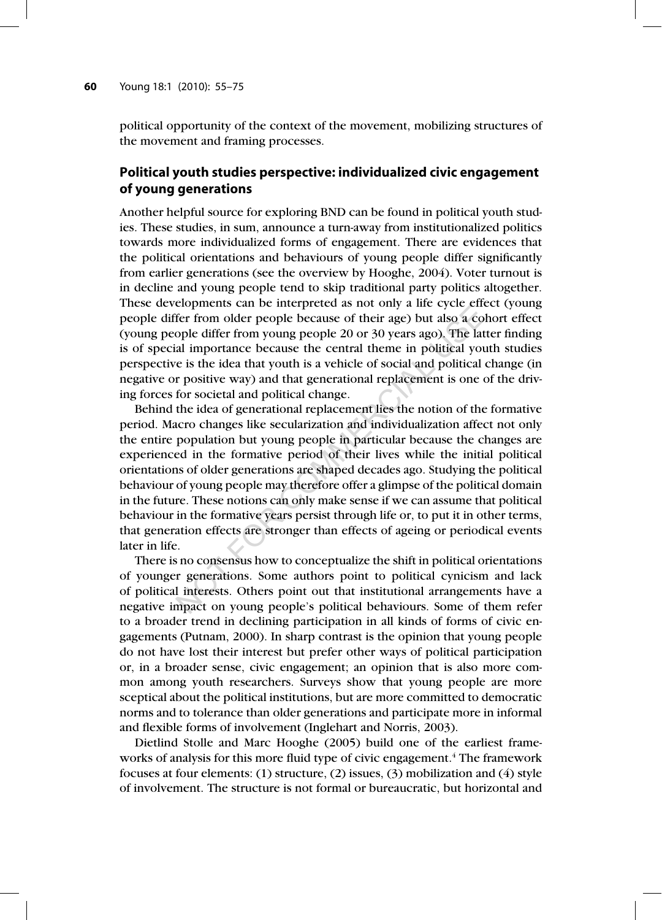political opportunity of the context of the movement, mobilizing structures of the movement and framing processes.

## Political youth studies perspective: individualized civic engagement of young generations

Another helpful source for exploring BND can be found in political youth studies. These studies, in sum, announce a turn-away from institutionalized politics towards more individualized forms of engagement. There are evidences that the political orientations and behaviours of young people differ significantly from earlier generations (see the overview by Hooghe, 2004). Voter turnout is in decline and young people tend to skip traditional party politics altogether. These developments can be interpreted as not only a life cycle effect (young people differ from older people because of their age) but also a cohort effect (young people differ from young people 20 or 30 years ago). The latter finding is of special importance because the central theme in political youth studies perspective is the idea that youth is a vehicle of social and political change (in negative or positive way) and that generational replacement is one of the driving forces for societal and political change.

Behind the idea of generational replacement lies the notion of the formative period. Macro changes like secularization and individualization affect not only the entire population but young people in particular because the changes are experienced in the formative period of their lives while the initial political orientations of older generations are shaped decades ago. Studying the political behaviour of young people may therefore offer a glimpse of the political domain in the future. These notions can only make sense if we can assume that political behaviour in the formative years persist through life or, to put it in other terms, that generation effects are stronger than effects of ageing or periodical events later in life.

There is no consensus how to conceptualize the shift in political orientations of younger generations. Some authors point to political cynicism and lack of political interests. Others point out that institutional arrangements have a negative impact on young people's political behaviours. Some of them refer to a broader trend in declining participation in all kinds of forms of civic engagements (Putnam, 2000). In sharp contrast is the opinion that young people do not have lost their interest but prefer other ways of political participation or, in a broader sense, civic engagement; an opinion that is also more common among youth researchers. Surveys show that young people are more sceptical about the political institutions, but are more committed to democratic norms and to tolerance than older generations and participate more in informal and flexible forms of involvement (Inglehart and Norris, 2003).

Dietlind Stolle and Marc Hooghe (2005) build one of the earliest frameworks of analysis for this more fluid type of civic engagement.[4] The framework focuses at four elements: (1) structure, (2) issues, (3) mobilization and (4) style of involvement. The structure is not formal or bureaucratic, but horizontal and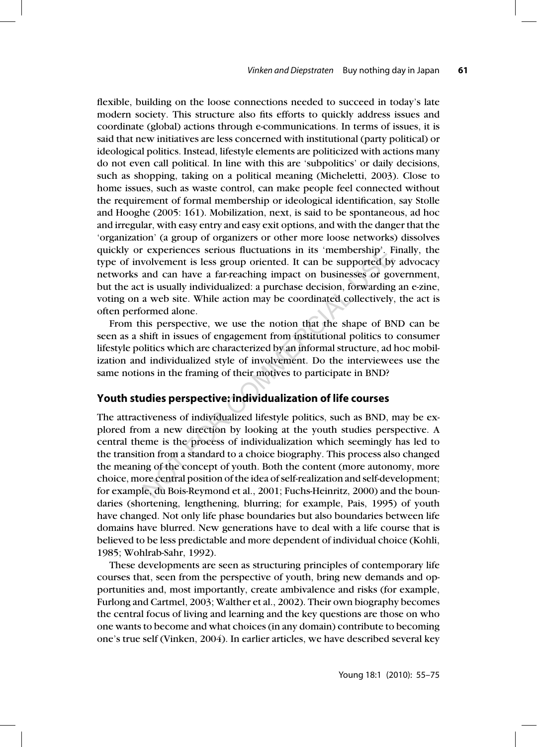flexible, building on the loose connections needed to succeed in today's late modern society. This structure also fits efforts to quickly address issues and coordinate (global) actions through e-communications. In terms of issues, it is said that new initiatives are less concerned with institutional (party political) or ideological politics. Instead, lifestyle elements are politicized with actions many do not even call political. In line with this are 'subpolitics' or daily decisions, such as shopping, taking on a political meaning (Micheletti, 2003). Close to home issues, such as waste control, can make people feel connected without the requirement of formal membership or ideological identification, say Stolle and Hooghe (2005: 161). Mobilization, next, is said to be spontaneous, ad hoc and irregular, with easy entry and easy exit options, and with the danger that the 'organization' (a group of organizers or other more loose networks) dissolves quickly or experiences serious fluctuations in its 'membership'. Finally, the type of involvement is less group oriented. It can be supported by advocacy networks and can have a far-reaching impact on businesses or government, but the act is usually individualized: a purchase decision, forwarding an e-zine, voting on a web site. While action may be coordinated collectively, the act is often performed alone.

From this perspective, we use the notion that the shape of BND can be seen as a shift in issues of engagement from institutional politics to consumer lifestyle politics which are characterized by an informal structure, ad hoc mobilization and individualized style of involvement. Do the interviewees use the same notions in the framing of their motives to participate in BND?

## Youth studies perspective: individualization of life courses

The attractiveness of individualized lifestyle politics, such as BND, may be explored from a new direction by looking at the youth studies perspective. A central theme is the process of individualization which seemingly has led to the transition from a standard to a choice biography. This process also changed the meaning of the concept of youth. Both the content (more autonomy, more choice, more central position of the idea of self-realization and self-development; for example, du Bois-Reymond et al., 2001; Fuchs-Heinritz, 2000) and the boundaries (shortening, lengthening, blurring; for example, Pais, 1995) of youth have changed. Not only life phase boundaries but also boundaries between life domains have blurred. New generations have to deal with a life course that is believed to be less predictable and more dependent of individual choice (Kohli, 1985; Wohlrab-Sahr, 1992).

These developments are seen as structuring principles of contemporary life courses that, seen from the perspective of youth, bring new demands and opportunities and, most importantly, create ambivalence and risks (for example, Furlong and Cartmel, 2003; Walther et al., 2002). Their own biography becomes the central focus of living and learning and the key questions are those on who one wants to become and what choices (in any domain) contribute to becoming one's true self (Vinken, 2004). In earlier articles, we have described several key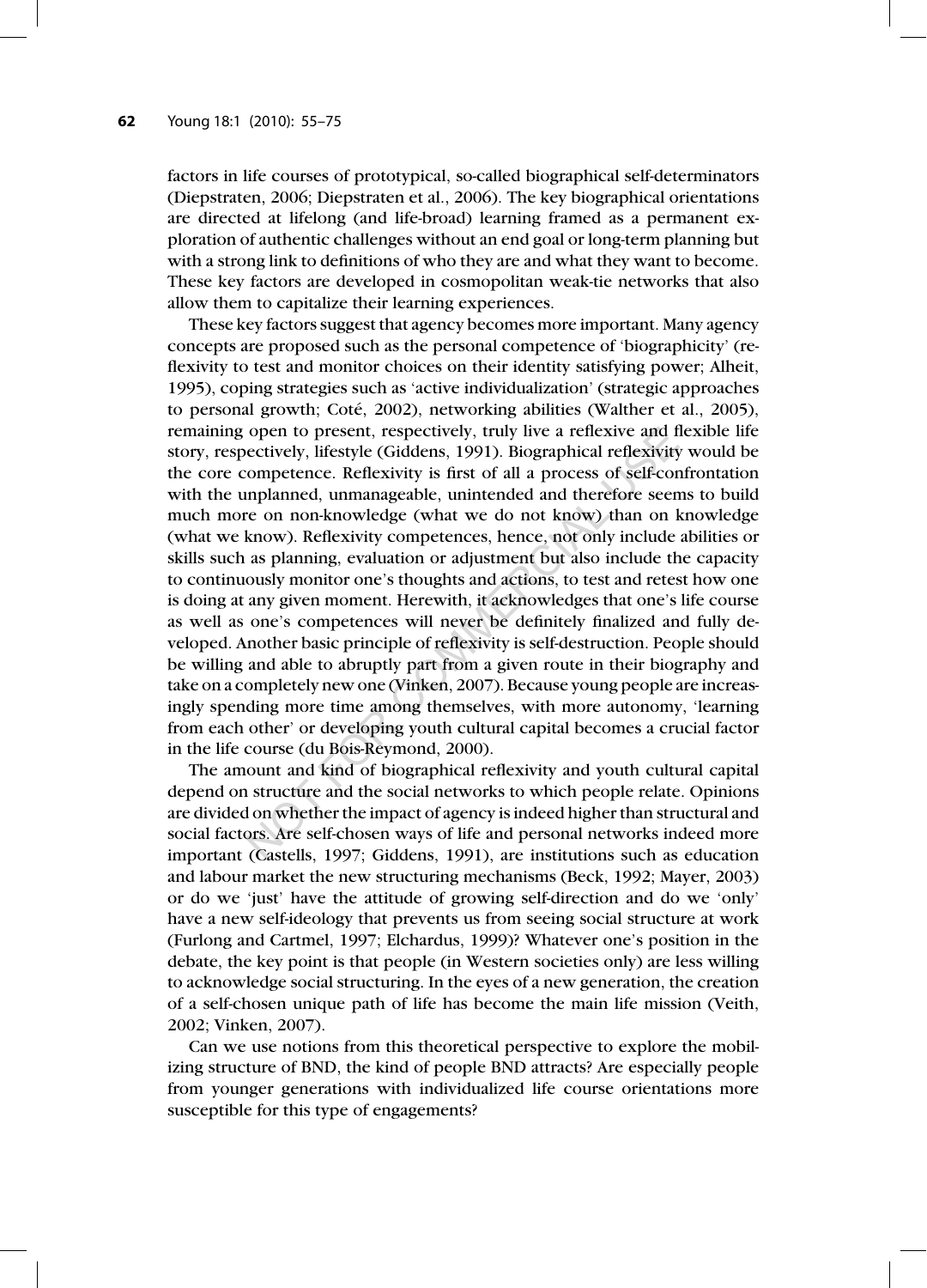factors in life courses of prototypical, so-called biographical self-determinators (Diepstraten, 2006; Diepstraten et al., 2006). The key biographical orientations are directed at lifelong (and life-broad) learning framed as a permanent exploration of authentic challenges without an end goal or long-term planning but with a strong link to definitions of who they are and what they want to become. These key factors are developed in cosmopolitan weak-tie networks that also allow them to capitalize their learning experiences.

These key factors suggest that agency becomes more important. Many agency concepts are proposed such as the personal competence of 'biographicity' (reflexivity to test and monitor choices on their identity satisfying power; Alheit, 1995), coping strategies such as 'active individualization' (strategic approaches to personal growth; Coté, 2002), networking abilities (Walther et al., 2005), remaining open to present, respectively, truly live a reflexive and flexible life story, respectively, lifestyle (Giddens, 1991). Biographical reflexivity would be the core competence. Reflexivity is first of all a process of self-confrontation with the unplanned, unmanageable, unintended and therefore seems to build much more on non-knowledge (what we do not know) than on knowledge (what we know). Reflexivity competences, hence, not only include abilities or skills such as planning, evaluation or adjustment but also include the capacity to continuously monitor one's thoughts and actions, to test and retest how one is doing at any given moment. Herewith, it acknowledges that one's life course as well as one's competences will never be definitely finalized and fully developed. Another basic principle of reflexivity is self-destruction. People should be willing and able to abruptly part from a given route in their biography and take on a completely new one (Vinken, 2007). Because young people are increasingly spending more time among themselves, with more autonomy, 'learning from each other' or developing youth cultural capital becomes a crucial factor in the life course (du Bois-Reymond, 2000).

The amount and kind of biographical reflexivity and youth cultural capital depend on structure and the social networks to which people relate. Opinions are divided on whether the impact of agency is indeed higher than structural and social factors. Are self-chosen ways of life and personal networks indeed more important (Castells, 1997; Giddens, 1991), are institutions such as education and labour market the new structuring mechanisms (Beck, 1992; Mayer, 2003) or do we 'just' have the attitude of growing self-direction and do we 'only' have a new self-ideology that prevents us from seeing social structure at work (Furlong and Cartmel, 1997; Elchardus, 1999)? Whatever one's position in the debate, the key point is that people (in Western societies only) are less willing to acknowledge social structuring. In the eyes of a new generation, the creation of a self-chosen unique path of life has become the main life mission (Veith, 2002; Vinken, 2007).

Can we use notions from this theoretical perspective to explore the mobilizing structure of BND, the kind of people BND attracts? Are especially people from younger generations with individualized life course orientations more susceptible for this type of engagements?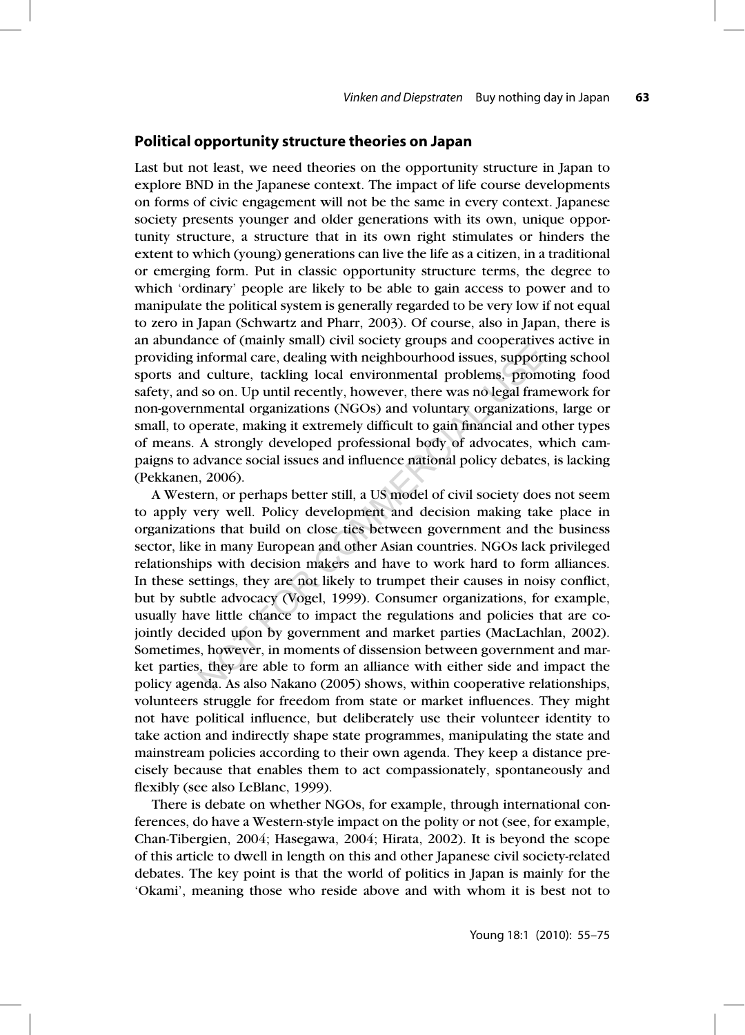## Political opportunity structure theories on Japan

Last but not least, we need theories on the opportunity structure in Japan to explore BND in the Japanese context. The impact of life course developments on forms of civic engagement will not be the same in every context. Japanese society presents younger and older generations with its own, unique opportunity structure, a structure that in its own right stimulates or hinders the extent to which (young) generations can live the life as a citizen, in a traditional or emerging form. Put in classic opportunity structure terms, the degree to which 'ordinary' people are likely to be able to gain access to power and to manipulate the political system is generally regarded to be very low if not equal to zero in Japan (Schwartz and Pharr, 2003). Of course, also in Japan, there is an abundance of (mainly small) civil society groups and cooperatives active in providing informal care, dealing with neighbourhood issues, supporting school sports and culture, tackling local environmental problems, promoting food safety, and so on. Up until recently, however, there was no legal framework for non-governmental organizations (NGOs) and voluntary organizations, large or small, to operate, making it extremely difficult to gain financial and other types of means. A strongly developed professional body of advocates, which campaigns to advance social issues and influence national policy debates, is lacking (Pekkanen, 2006).

A Western, or perhaps better still, a US model of civil society does not seem to apply very well. Policy development and decision making take place in organizations that build on close ties between government and the business sector, like in many European and other Asian countries. NGOs lack privileged relationships with decision makers and have to work hard to form alliances. In these settings, they are not likely to trumpet their causes in noisy conflict, but by subtle advocacy (Vogel, 1999). Consumer organizations, for example, usually have little chance to impact the regulations and policies that are co-jointly decided upon by government and market parties (MacLachlan, 2002). Sometimes, however, in moments of dissension between government and market parties, they are able to form an alliance with either side and impact the policy agenda. As also Nakano (2005) shows, within cooperative relationships, volunteers struggle for freedom from state or market influences. They might not have political influence, but deliberately use their volunteer identity to take action and indirectly shape state programmes, manipulating the state and mainstream policies according to their own agenda. They keep a distance precisely because that enables them to act compassionately, spontaneously and flexibly (see also LeBlanc, 1999).

There is debate on whether NGOs, for example, through international conferences, do have a Western-style impact on the polity or not (see, for example, Chan-Tibergien, 2004; Hasegawa, 2004; Hirata, 2002). It is beyond the scope of this article to dwell in length on this and other Japanese civil society-related debates. The key point is that the world of politics in Japan is mainly for the 'Okami', meaning those who reside above and with whom it is best not to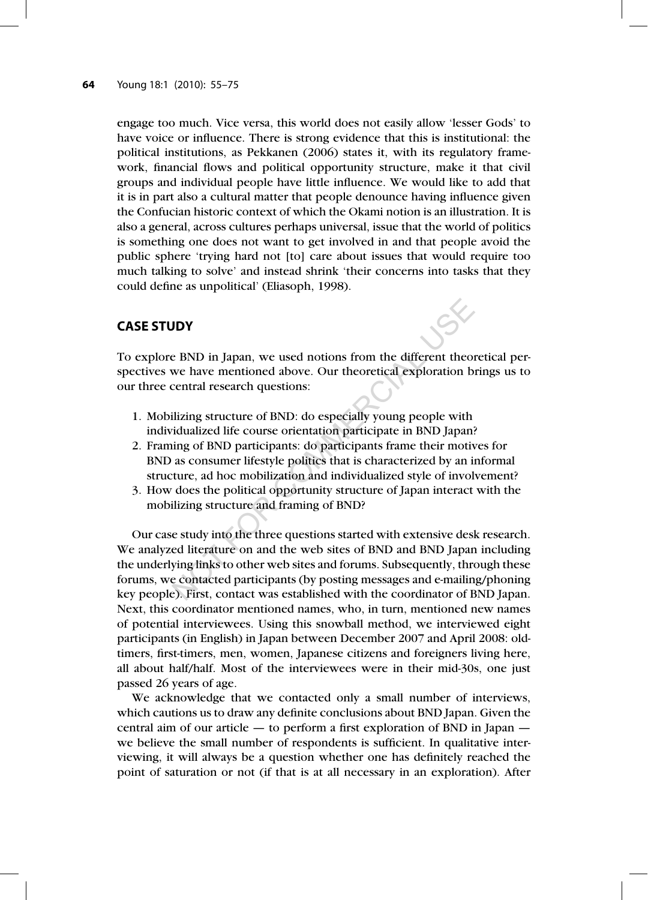engage too much. Vice versa, this world does not easily allow 'lesser Gods' to have voice or influence. There is strong evidence that this is institutional: the political institutions, as Pekkanen (2006) states it, with its regulatory framework, financial flows and political opportunity structure, make it that civil groups and individual people have little influence. We would like to add that it is in part also a cultural matter that people denounce having influence given the Confucian historic context of which the Okami notion is an illustration. It is also a general, across cultures perhaps universal, issue that the world of politics is something one does not want to get involved in and that people avoid the public sphere 'trying hard not [to] care about issues that would require too much talking to solve' and instead shrink 'their concerns into tasks that they could define as unpolitical' (Eliasoph, 1998).

## CASE STUDY

To explore BND in Japan, we used notions from the different theoretical perspectives we have mentioned above. Our theoretical exploration brings us to our three central research questions:

1. Mobilizing structure of BND: do especially young people with individualized life course orientation participate in BND Japan?
2. Framing of BND participants: do participants frame their motives for BND as consumer lifestyle politics that is characterized by an informal structure, ad hoc mobilization and individualized style of involvement?
3. How does the political opportunity structure of Japan interact with the mobilizing structure and framing of BND?

Our case study into the three questions started with extensive desk research. We analyzed literature on and the web sites of BND and BND Japan including the underlying links to other web sites and forums. Subsequently, through these forums, we contacted participants (by posting messages and e-mailing/phoning key people). First, contact was established with the coordinator of BND Japan. Next, this coordinator mentioned names, who, in turn, mentioned new names of potential interviewees. Using this snowball method, we interviewed eight participants (in English) in Japan between December 2007 and April 2008: old-timers, first-timers, men, women, Japanese citizens and foreigners living here, all about half/half. Most of the interviewees were in their mid-30s, one just passed 26 years of age.

We acknowledge that we contacted only a small number of interviews, which cautions us to draw any definite conclusions about BND Japan. Given the central aim of our article — to perform a first exploration of BND in Japan — we believe the small number of respondents is sufficient. In qualitative interviewing, it will always be a question whether one has definitely reached the point of saturation or not (if that is at all necessary in an exploration). After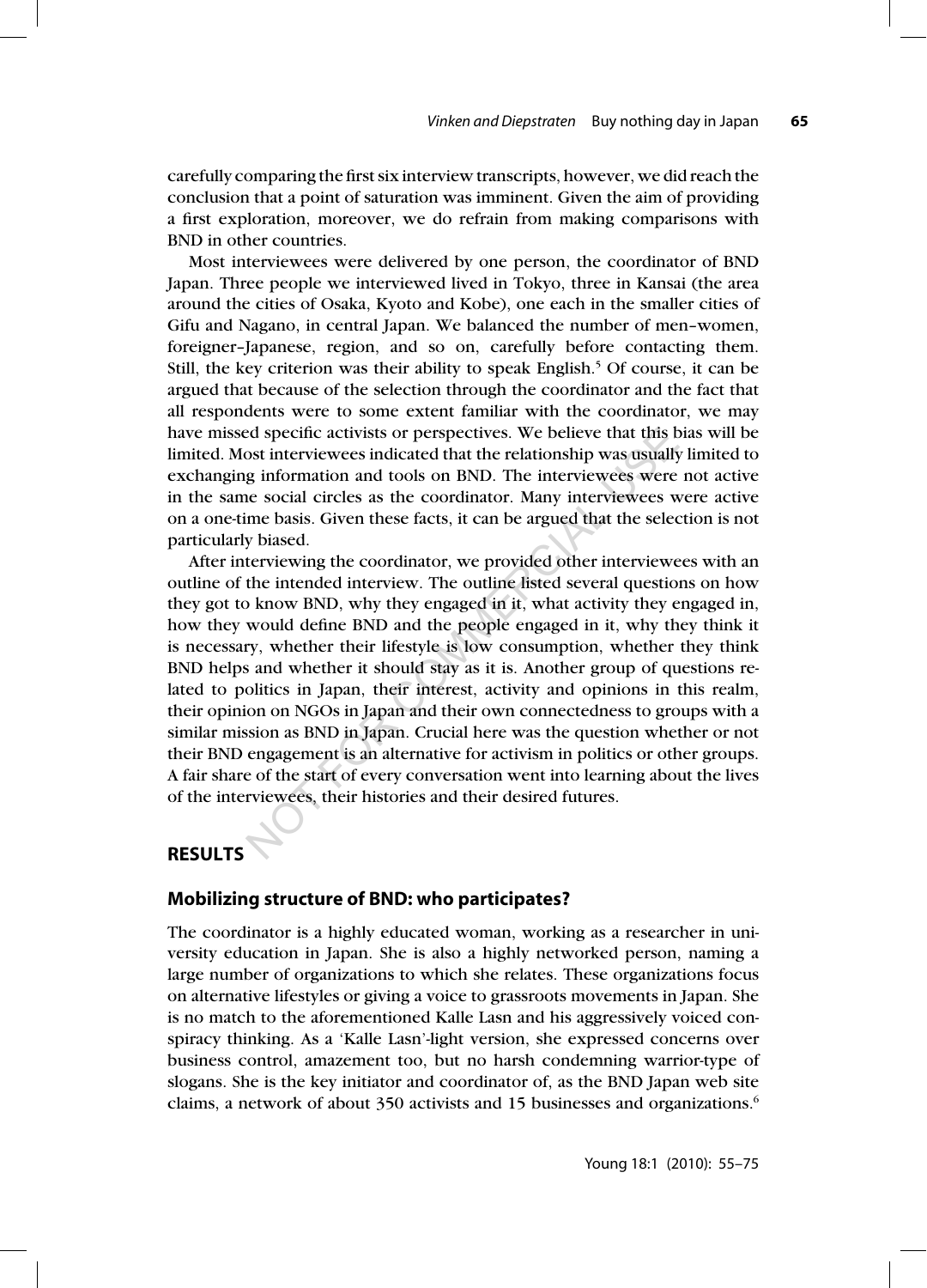carefully comparing the first six interview transcripts, however, we did reach the conclusion that a point of saturation was imminent. Given the aim of providing a first exploration, moreover, we do refrain from making comparisons with BND in other countries.

Most interviewees were delivered by one person, the coordinator of BND Japan. Three people we interviewed lived in Tokyo, three in Kansai (the area around the cities of Osaka, Kyoto and Kobe), one each in the smaller cities of Gifu and Nagano, in central Japan. We balanced the number of men–women, foreigner–Japanese, region, and so on, carefully before contacting them. Still, the key criterion was their ability to speak English.[5] Of course, it can be argued that because of the selection through the coordinator and the fact that all respondents were to some extent familiar with the coordinator, we may have missed specific activists or perspectives. We believe that this bias will be limited. Most interviewees indicated that the relationship was usually limited to exchanging information and tools on BND. The interviewees were not active in the same social circles as the coordinator. Many interviewees were active on a one-time basis. Given these facts, it can be argued that the selection is not particularly biased.

After interviewing the coordinator, we provided other interviewees with an outline of the intended interview. The outline listed several questions on how they got to know BND, why they engaged in it, what activity they engaged in, how they would define BND and the people engaged in it, why they think it is necessary, whether their lifestyle is low consumption, whether they think BND helps and whether it should stay as it is. Another group of questions related to politics in Japan, their interest, activity and opinions in this realm, their opinion on NGOs in Japan and their own connectedness to groups with a similar mission as BND in Japan. Crucial here was the question whether or not their BND engagement is an alternative for activism in politics or other groups. A fair share of the start of every conversation went into learning about the lives of the interviewees, their histories and their desired futures.

## RESULTS

### Mobilizing structure of BND: who participates?

The coordinator is a highly educated woman, working as a researcher in university education in Japan. She is also a highly networked person, naming a large number of organizations to which she relates. These organizations focus on alternative lifestyles or giving a voice to grassroots movements in Japan. She is no match to the aforementioned Kalle Lasn and his aggressively voiced conspiracy thinking. As a 'Kalle Lasn'-light version, she expressed concerns over business control, amazement too, but no harsh condemning warrior-type of slogans. She is the key initiator and coordinator of, as the BND Japan web site claims, a network of about 350 activists and 15 businesses and organizations.[6]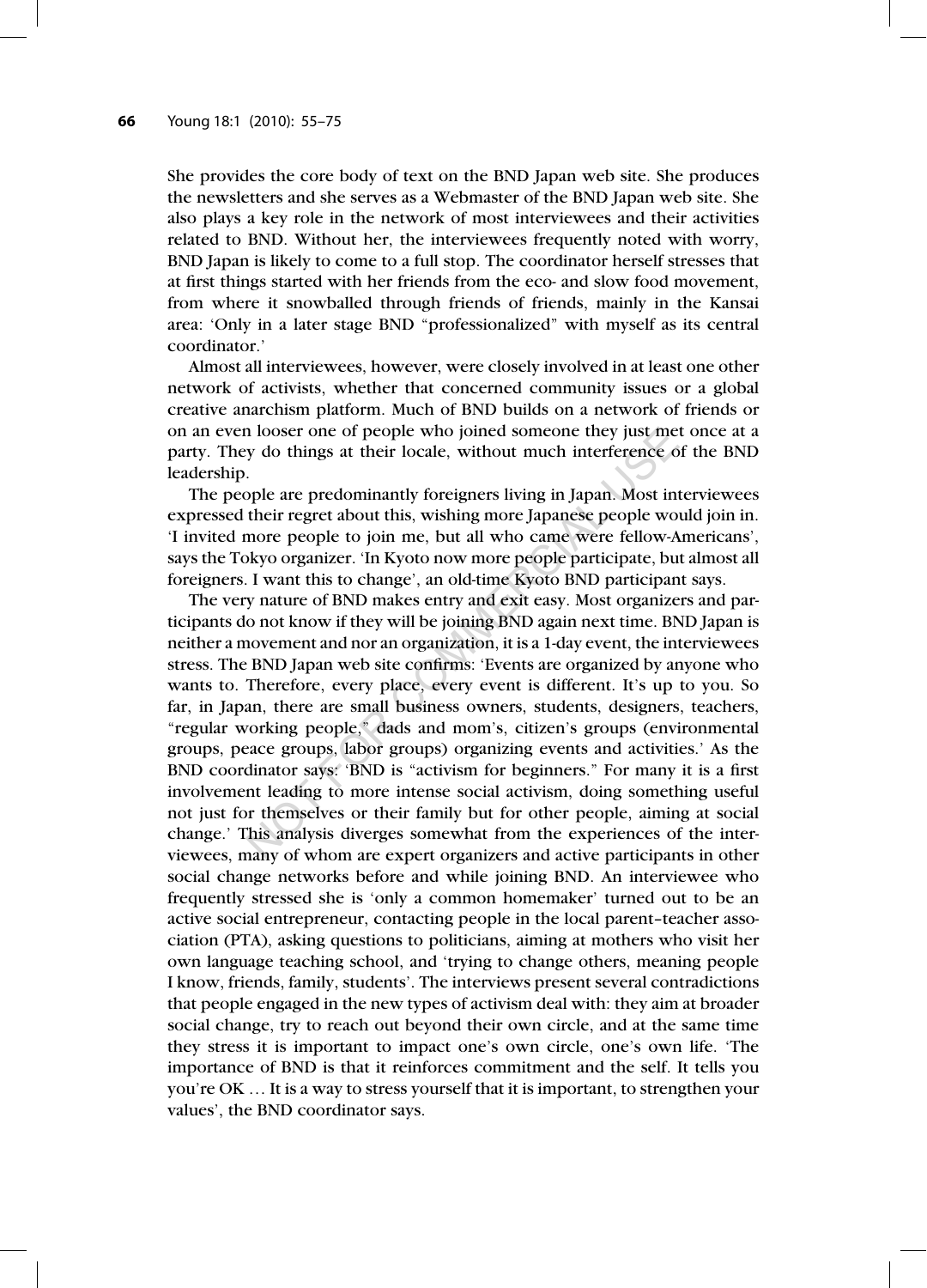She provides the core body of text on the BND Japan web site. She produces the newsletters and she serves as a Webmaster of the BND Japan web site. She also plays a key role in the network of most interviewees and their activities related to BND. Without her, the interviewees frequently noted with worry, BND Japan is likely to come to a full stop. The coordinator herself stresses that at first things started with her friends from the eco- and slow food movement, from where it snowballed through friends of friends, mainly in the Kansai area: 'Only in a later stage BND "professionalized" with myself as its central coordinator.'

Almost all interviewees, however, were closely involved in at least one other network of activists, whether that concerned community issues or a global creative anarchism platform. Much of BND builds on a network of friends or on an even looser one of people who joined someone they just met once at a party. They do things at their locale, without much interference of the BND leadership.

The people are predominantly foreigners living in Japan. Most interviewees expressed their regret about this, wishing more Japanese people would join in. 'I invited more people to join me, but all who came were fellow-Americans', says the Tokyo organizer. 'In Kyoto now more people participate, but almost all foreigners. I want this to change', an old-time Kyoto BND participant says.

The very nature of BND makes entry and exit easy. Most organizers and participants do not know if they will be joining BND again next time. BND Japan is neither a movement and nor an organization, it is a 1-day event, the interviewees stress. The BND Japan web site confirms: 'Events are organized by anyone who wants to. Therefore, every place, every event is different. It's up to you. So far, in Japan, there are small business owners, students, designers, teachers, "regular working people," dads and mom's, citizen's groups (environmental groups, peace groups, labor groups) organizing events and activities.' As the BND coordinator says: 'BND is "activism for beginners." For many it is a first involvement leading to more intense social activism, doing something useful not just for themselves or their family but for other people, aiming at social change.' This analysis diverges somewhat from the experiences of the interviewees, many of whom are expert organizers and active participants in other social change networks before and while joining BND. An interviewee who frequently stressed she is 'only a common homemaker' turned out to be an active social entrepreneur, contacting people in the local parent–teacher association (PTA), asking questions to politicians, aiming at mothers who visit her own language teaching school, and 'trying to change others, meaning people I know, friends, family, students'. The interviews present several contradictions that people engaged in the new types of activism deal with: they aim at broader social change, try to reach out beyond their own circle, and at the same time they stress it is important to impact one's own circle, one's own life. 'The importance of BND is that it reinforces commitment and the self. It tells you you're OK … It is a way to stress yourself that it is important, to strengthen your values', the BND coordinator says.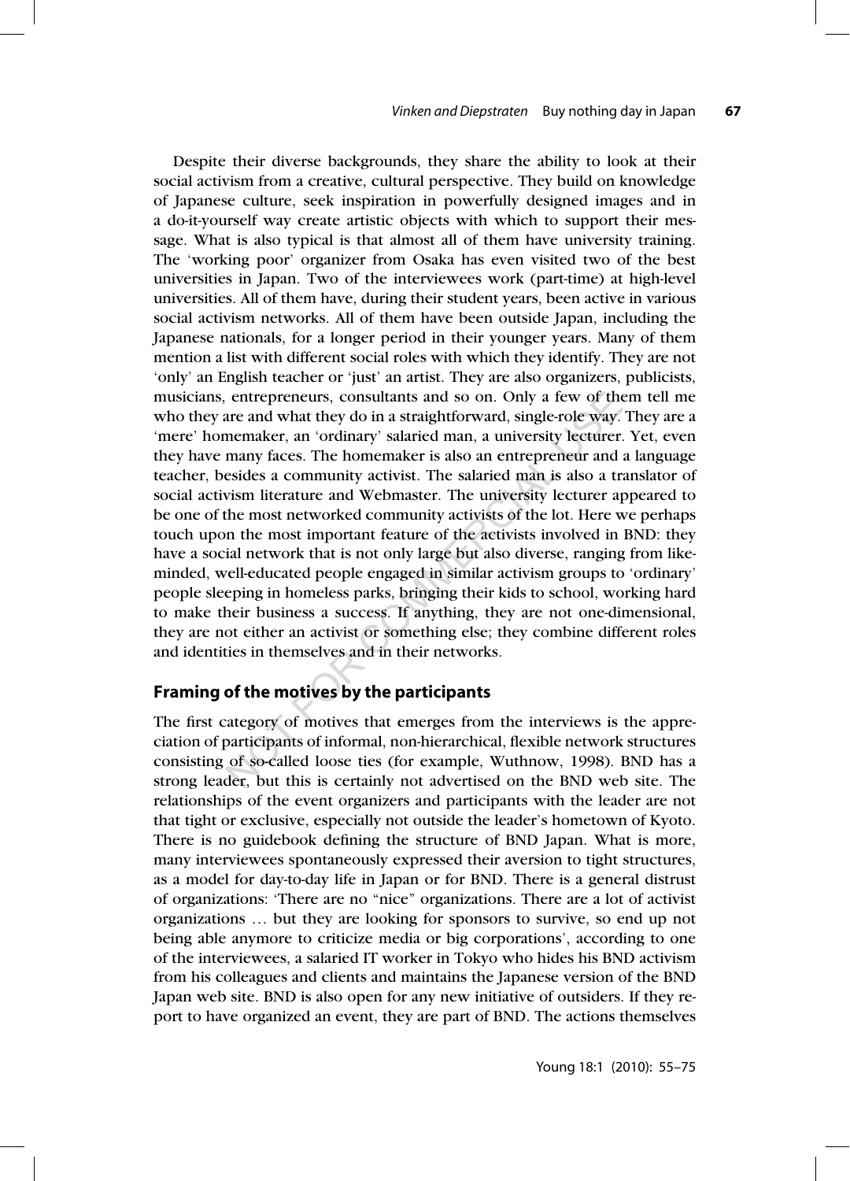Despite their diverse backgrounds, they share the ability to look at their social activism from a creative, cultural perspective. They build on knowledge of Japanese culture, seek inspiration in powerfully designed images and in a do-it-yourself way create artistic objects with which to support their message. What is also typical is that almost all of them have university training. The 'working poor' organizer from Osaka has even visited two of the best universities in Japan. Two of the interviewees work (part-time) at high-level universities. All of them have, during their student years, been active in various social activism networks. All of them have been outside Japan, including the Japanese nationals, for a longer period in their younger years. Many of them mention a list with different social roles with which they identify. They are not 'only' an English teacher or 'just' an artist. They are also organizers, publicists, musicians, entrepreneurs, consultants and so on. Only a few of them tell me who they are and what they do in a straightforward, single-role way. They are a 'mere' homemaker, an 'ordinary' salaried man, a university lecturer. Yet, even they have many faces. The homemaker is also an entrepreneur and a language teacher, besides a community activist. The salaried man is also a translator of social activism literature and Webmaster. The university lecturer appeared to be one of the most networked community activists of the lot. Here we perhaps touch upon the most important feature of the activists involved in BND: they have a social network that is not only large but also diverse, ranging from like-minded, well-educated people engaged in similar activism groups to 'ordinary' people sleeping in homeless parks, bringing their kids to school, working hard to make their business a success. If anything, they are not one-dimensional, they are not either an activist or something else; they combine different roles and identities in themselves and in their networks.

## Framing of the motives by the participants

The first category of motives that emerges from the interviews is the appreciation of participants of informal, non-hierarchical, flexible network structures consisting of so-called loose ties (for example, Wuthnow, 1998). BND has a strong leader, but this is certainly not advertised on the BND web site. The relationships of the event organizers and participants with the leader are not that tight or exclusive, especially not outside the leader's hometown of Kyoto. There is no guidebook defining the structure of BND Japan. What is more, many interviewees spontaneously expressed their aversion to tight structures, as a model for day-to-day life in Japan or for BND. There is a general distrust of organizations: 'There are no "nice" organizations. There are a lot of activist organizations … but they are looking for sponsors to survive, so end up not being able anymore to criticize media or big corporations', according to one of the interviewees, a salaried IT worker in Tokyo who hides his BND activism from his colleagues and clients and maintains the Japanese version of the BND Japan web site. BND is also open for any new initiative of outsiders. If they report to have organized an event, they are part of BND. The actions themselves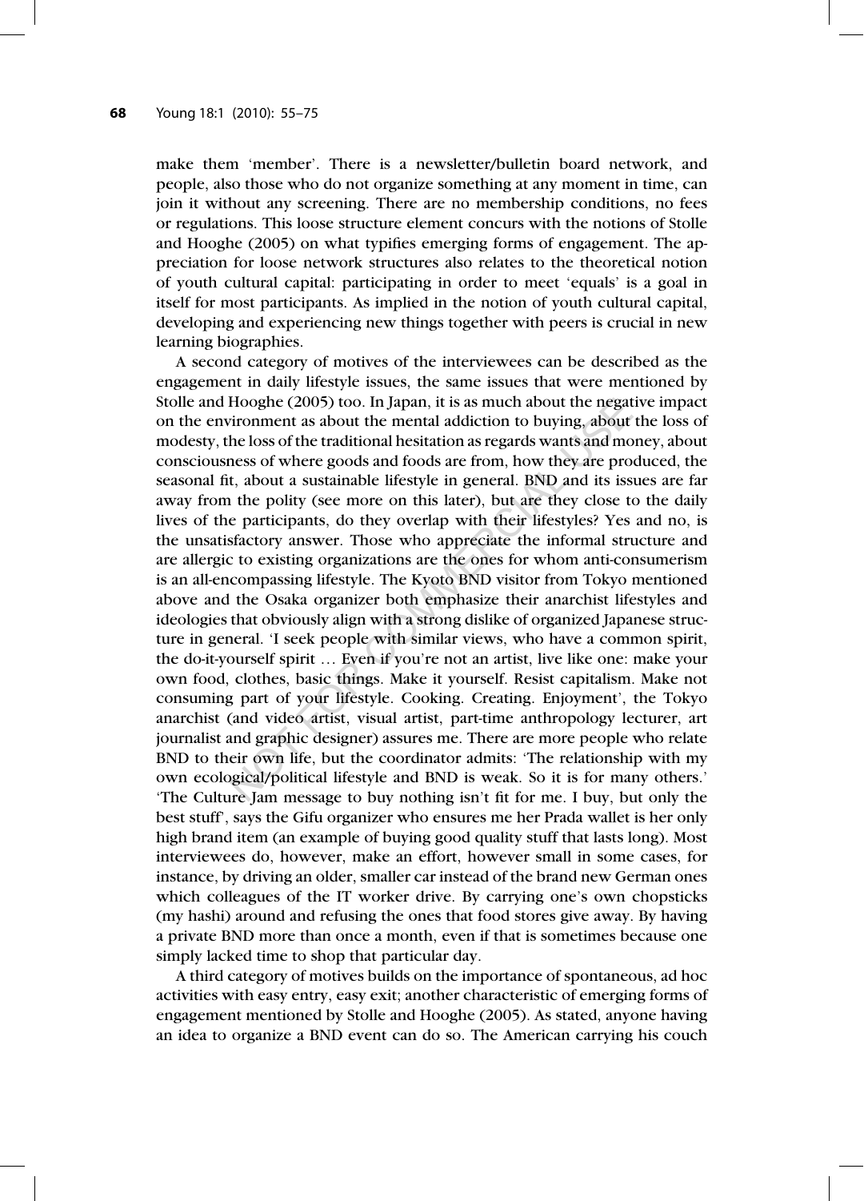make them 'member'. There is a newsletter/bulletin board network, and people, also those who do not organize something at any moment in time, can join it without any screening. There are no membership conditions, no fees or regulations. This loose structure element concurs with the notions of Stolle and Hooghe (2005) on what typifies emerging forms of engagement. The appreciation for loose network structures also relates to the theoretical notion of youth cultural capital: participating in order to meet 'equals' is a goal in itself for most participants. As implied in the notion of youth cultural capital, developing and experiencing new things together with peers is crucial in new learning biographies.

A second category of motives of the interviewees can be described as the engagement in daily lifestyle issues, the same issues that were mentioned by Stolle and Hooghe (2005) too. In Japan, it is as much about the negative impact on the environment as about the mental addiction to buying, about the loss of modesty, the loss of the traditional hesitation as regards wants and money, about consciousness of where goods and foods are from, how they are produced, the seasonal fit, about a sustainable lifestyle in general. BND and its issues are far away from the polity (see more on this later), but are they close to the daily lives of the participants, do they overlap with their lifestyles? Yes and no, is the unsatisfactory answer. Those who appreciate the informal structure and are allergic to existing organizations are the ones for whom anti-consumerism is an all-encompassing lifestyle. The Kyoto BND visitor from Tokyo mentioned above and the Osaka organizer both emphasize their anarchist lifestyles and ideologies that obviously align with a strong dislike of organized Japanese structure in general. 'I seek people with similar views, who have a common spirit, the do-it-yourself spirit … Even if you're not an artist, live like one: make your own food, clothes, basic things. Make it yourself. Resist capitalism. Make not consuming part of your lifestyle. Cooking. Creating. Enjoyment', the Tokyo anarchist (and video artist, visual artist, part-time anthropology lecturer, art journalist and graphic designer) assures me. There are more people who relate BND to their own life, but the coordinator admits: 'The relationship with my own ecological/political lifestyle and BND is weak. So it is for many others.' 'The Culture Jam message to buy nothing isn't fit for me. I buy, but only the best stuff', says the Gifu organizer who ensures me her Prada wallet is her only high brand item (an example of buying good quality stuff that lasts long). Most interviewees do, however, make an effort, however small in some cases, for instance, by driving an older, smaller car instead of the brand new German ones which colleagues of the IT worker drive. By carrying one's own chopsticks (my hashi) around and refusing the ones that food stores give away. By having a private BND more than once a month, even if that is sometimes because one simply lacked time to shop that particular day.

A third category of motives builds on the importance of spontaneous, ad hoc activities with easy entry, easy exit; another characteristic of emerging forms of engagement mentioned by Stolle and Hooghe (2005). As stated, anyone having an idea to organize a BND event can do so. The American carrying his couch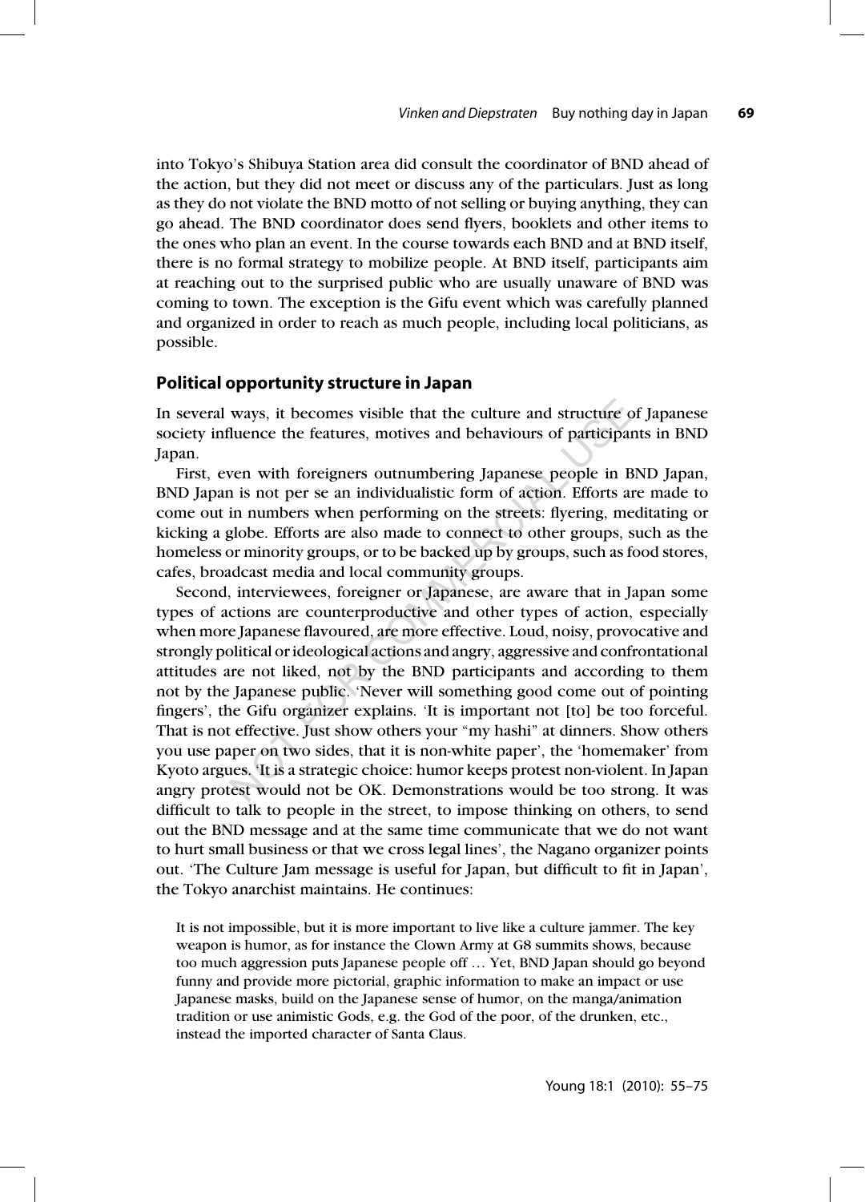into Tokyo's Shibuya Station area did consult the coordinator of BND ahead of the action, but they did not meet or discuss any of the particulars. Just as long as they do not violate the BND motto of not selling or buying anything, they can go ahead. The BND coordinator does send flyers, booklets and other items to the ones who plan an event. In the course towards each BND and at BND itself, there is no formal strategy to mobilize people. At BND itself, participants aim at reaching out to the surprised public who are usually unaware of BND was coming to town. The exception is the Gifu event which was carefully planned and organized in order to reach as much people, including local politicians, as possible.

## Political opportunity structure in Japan

In several ways, it becomes visible that the culture and structure of Japanese society influence the features, motives and behaviours of participants in BND Japan.

First, even with foreigners outnumbering Japanese people in BND Japan, BND Japan is not per se an individualistic form of action. Efforts are made to come out in numbers when performing on the streets: flyering, meditating or kicking a globe. Efforts are also made to connect to other groups, such as the homeless or minority groups, or to be backed up by groups, such as food stores, cafes, broadcast media and local community groups.

Second, interviewees, foreigner or Japanese, are aware that in Japan some types of actions are counterproductive and other types of action, especially when more Japanese flavoured, are more effective. Loud, noisy, provocative and strongly political or ideological actions and angry, aggressive and confrontational attitudes are not liked, not by the BND participants and according to them not by the Japanese public. 'Never will something good come out of pointing fingers', the Gifu organizer explains. 'It is important not [to] be too forceful. That is not effective. Just show others your "my hashi" at dinners. Show others you use paper on two sides, that it is non-white paper', the 'homemaker' from Kyoto argues. 'It is a strategic choice: humor keeps protest non-violent. In Japan angry protest would not be OK. Demonstrations would be too strong. It was difficult to talk to people in the street, to impose thinking on others, to send out the BND message and at the same time communicate that we do not want to hurt small business or that we cross legal lines', the Nagano organizer points out. 'The Culture Jam message is useful for Japan, but difficult to fit in Japan', the Tokyo anarchist maintains. He continues:

> It is not impossible, but it is more important to live like a culture jammer. The key weapon is humor, as for instance the Clown Army at G8 summits shows, because too much aggression puts Japanese people off … Yet, BND Japan should go beyond funny and provide more pictorial, graphic information to make an impact or use Japanese masks, build on the Japanese sense of humor, on the manga/animation tradition or use animistic Gods, e.g. the God of the poor, of the drunken, etc., instead the imported character of Santa Claus.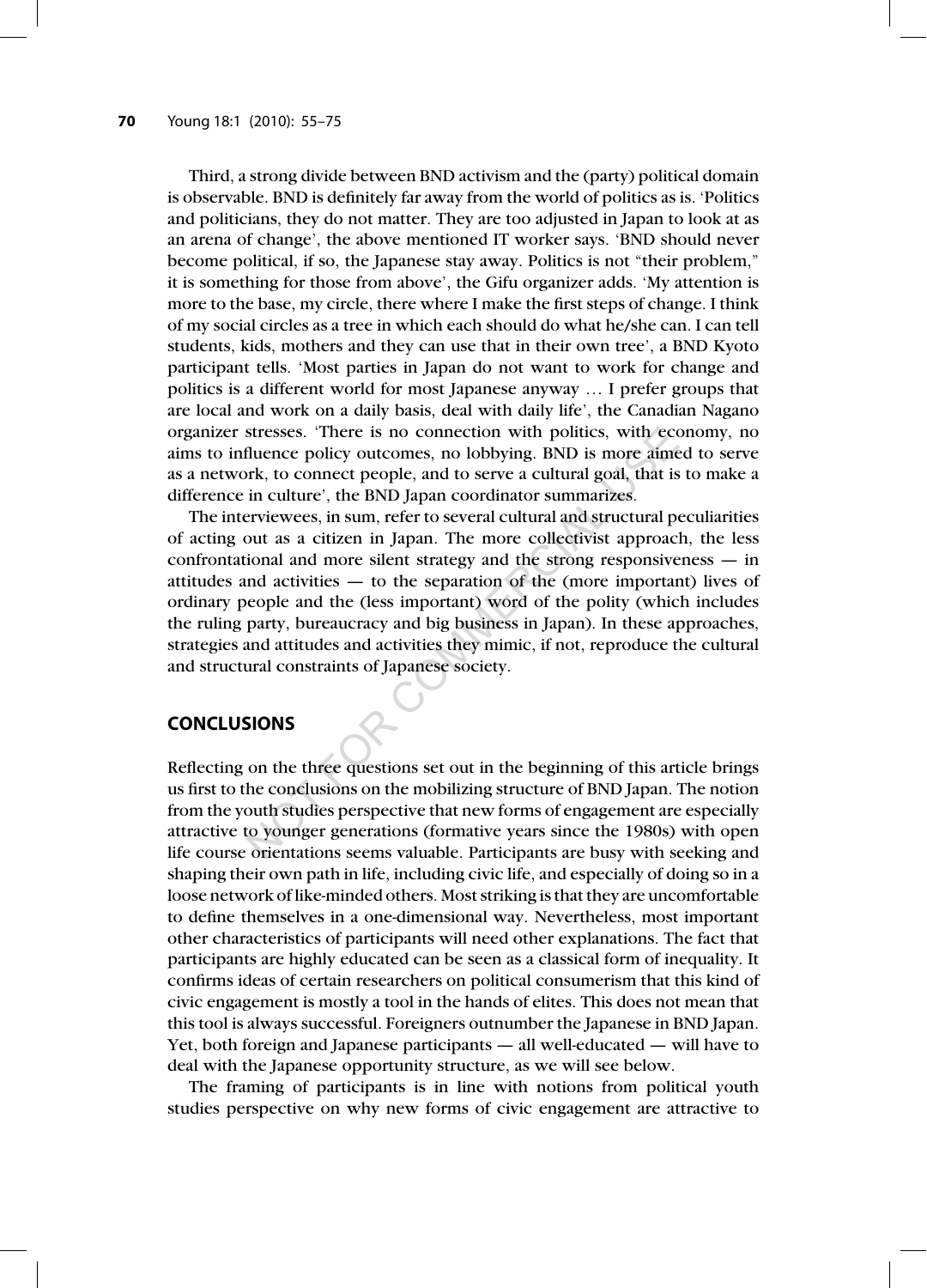Third, a strong divide between BND activism and the (party) political domain is observable. BND is definitely far away from the world of politics as is. 'Politics and politicians, they do not matter. They are too adjusted in Japan to look at as an arena of change', the above mentioned IT worker says. 'BND should never become political, if so, the Japanese stay away. Politics is not "their problem," it is something for those from above', the Gifu organizer adds. 'My attention is more to the base, my circle, there where I make the first steps of change. I think of my social circles as a tree in which each should do what he/she can. I can tell students, kids, mothers and they can use that in their own tree', a BND Kyoto participant tells. 'Most parties in Japan do not want to work for change and politics is a different world for most Japanese anyway … I prefer groups that are local and work on a daily basis, deal with daily life', the Canadian Nagano organizer stresses. 'There is no connection with politics, with economy, no aims to influence policy outcomes, no lobbying. BND is more aimed to serve as a network, to connect people, and to serve a cultural goal, that is to make a difference in culture', the BND Japan coordinator summarizes.

The interviewees, in sum, refer to several cultural and structural peculiarities of acting out as a citizen in Japan. The more collectivist approach, the less confrontational and more silent strategy and the strong responsiveness — in attitudes and activities — to the separation of the (more important) lives of ordinary people and the (less important) word of the polity (which includes the ruling party, bureaucracy and big business in Japan). In these approaches, strategies and attitudes and activities they mimic, if not, reproduce the cultural and structural constraints of Japanese society.

## CONCLUSIONS

Reflecting on the three questions set out in the beginning of this article brings us first to the conclusions on the mobilizing structure of BND Japan. The notion from the youth studies perspective that new forms of engagement are especially attractive to younger generations (formative years since the 1980s) with open life course orientations seems valuable. Participants are busy with seeking and shaping their own path in life, including civic life, and especially of doing so in a loose network of like-minded others. Most striking is that they are uncomfortable to define themselves in a one-dimensional way. Nevertheless, most important other characteristics of participants will need other explanations. The fact that participants are highly educated can be seen as a classical form of inequality. It confirms ideas of certain researchers on political consumerism that this kind of civic engagement is mostly a tool in the hands of elites. This does not mean that this tool is always successful. Foreigners outnumber the Japanese in BND Japan. Yet, both foreign and Japanese participants — all well-educated — will have to deal with the Japanese opportunity structure, as we will see below.

The framing of participants is in line with notions from political youth studies perspective on why new forms of civic engagement are attractive to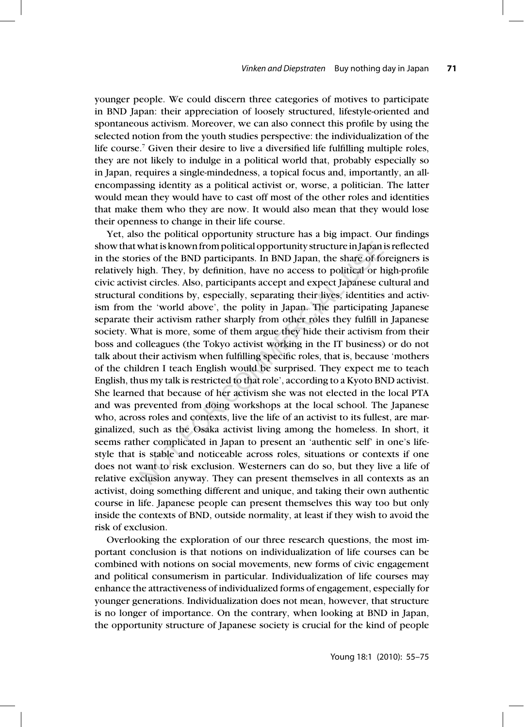younger people. We could discern three categories of motives to participate in BND Japan: their appreciation of loosely structured, lifestyle-oriented and spontaneous activism. Moreover, we can also connect this profile by using the selected notion from the youth studies perspective: the individualization of the life course.[7] Given their desire to live a diversified life fulfilling multiple roles, they are not likely to indulge in a political world that, probably especially so in Japan, requires a single-mindedness, a topical focus and, importantly, an all-encompassing identity as a political activist or, worse, a politician. The latter would mean they would have to cast off most of the other roles and identities that make them who they are now. It would also mean that they would lose their openness to change in their life course.

Yet, also the political opportunity structure has a big impact. Our findings show that what is known from political opportunity structure in Japan is reflected in the stories of the BND participants. In BND Japan, the share of foreigners is relatively high. They, by definition, have no access to political or high-profile civic activist circles. Also, participants accept and expect Japanese cultural and structural conditions by, especially, separating their lives, identities and activism from the 'world above', the polity in Japan. The participating Japanese separate their activism rather sharply from other roles they fulfill in Japanese society. What is more, some of them argue they hide their activism from their boss and colleagues (the Tokyo activist working in the IT business) or do not talk about their activism when fulfilling specific roles, that is, because 'mothers of the children I teach English would be surprised. They expect me to teach English, thus my talk is restricted to that role', according to a Kyoto BND activist. She learned that because of her activism she was not elected in the local PTA and was prevented from doing workshops at the local school. The Japanese who, across roles and contexts, live the life of an activist to its fullest, are marginalized, such as the Osaka activist living among the homeless. In short, it seems rather complicated in Japan to present an 'authentic self' in one's lifestyle that is stable and noticeable across roles, situations or contexts if one does not want to risk exclusion. Westerners can do so, but they live a life of relative exclusion anyway. They can present themselves in all contexts as an activist, doing something different and unique, and taking their own authentic course in life. Japanese people can present themselves this way too but only inside the contexts of BND, outside normality, at least if they wish to avoid the risk of exclusion.

Overlooking the exploration of our three research questions, the most important conclusion is that notions on individualization of life courses can be combined with notions on social movements, new forms of civic engagement and political consumerism in particular. Individualization of life courses may enhance the attractiveness of individualized forms of engagement, especially for younger generations. Individualization does not mean, however, that structure is no longer of importance. On the contrary, when looking at BND in Japan, the opportunity structure of Japanese society is crucial for the kind of people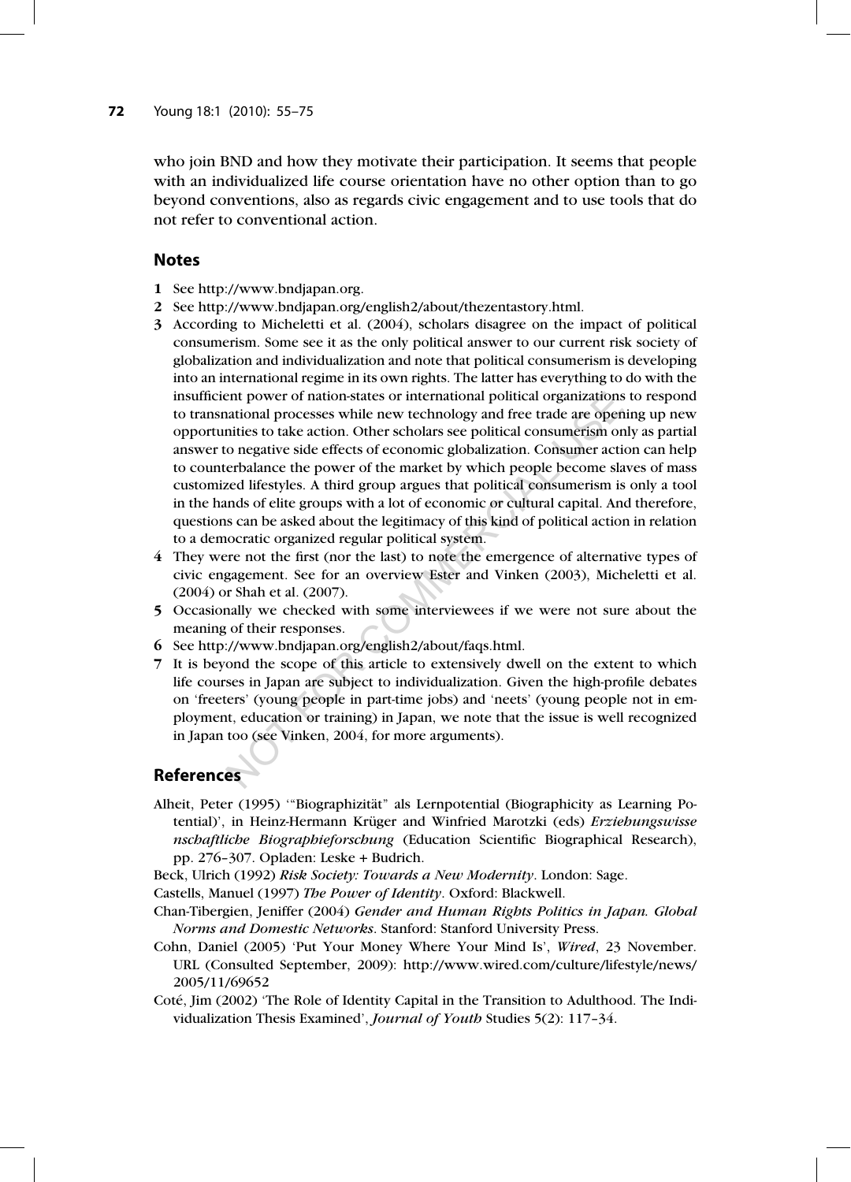who join BND and how they motivate their participation. It seems that people with an individualized life course orientation have no other option than to go beyond conventions, also as regards civic engagement and to use tools that do not refer to conventional action.

## Notes

1 See http://www.bndjapan.org.
2 See http://www.bndjapan.org/english2/about/thezentastory.html.
3 According to Micheletti et al. (2004), scholars disagree on the impact of political consumerism. Some see it as the only political answer to our current risk society of globalization and individualization and note that political consumerism is developing into an international regime in its own rights. The latter has everything to do with the insufficient power of nation-states or international political organizations to respond to transnational processes while new technology and free trade are opening up new opportunities to take action. Other scholars see political consumerism only as partial answer to negative side effects of economic globalization. Consumer action can help to counterbalance the power of the market by which people become slaves of mass customized lifestyles. A third group argues that political consumerism is only a tool in the hands of elite groups with a lot of economic or cultural capital. And therefore, questions can be asked about the legitimacy of this kind of political action in relation to a democratic organized regular political system.
4 They were not the first (nor the last) to note the emergence of alternative types of civic engagement. See for an overview Ester and Vinken (2003), Micheletti et al. (2004) or Shah et al. (2007).
5 Occasionally we checked with some interviewees if we were not sure about the meaning of their responses.
6 See http://www.bndjapan.org/english2/about/faqs.html.
7 It is beyond the scope of this article to extensively dwell on the extent to which life courses in Japan are subject to individualization. Given the high-profile debates on 'freeters' (young people in part-time jobs) and 'neets' (young people not in employment, education or training) in Japan, we note that the issue is well recognized in Japan too (see Vinken, 2004, for more arguments).

## References

Alheit, Peter (1995) '"Biographizität" als Lernpotential (Biographicity as Learning Potential)', in Heinz-Hermann Krüger and Winfried Marotzki (eds) *Erziehungswisse nschaftliche Biographieforschung* (Education Scientific Biographical Research), pp. 276–307. Opladen: Leske + Budrich.

Beck, Ulrich (1992) *Risk Society: Towards a New Modernity*. London: Sage.

Castells, Manuel (1997) *The Power of Identity*. Oxford: Blackwell.

Chan-Tibergien, Jeniffer (2004) *Gender and Human Rights Politics in Japan. Global Norms and Domestic Networks*. Stanford: Stanford University Press.

Cohn, Daniel (2005) 'Put Your Money Where Your Mind Is', *Wired*, 23 November. URL (Consulted September, 2009): http://www.wired.com/culture/lifestyle/news/2005/11/69652

Coté, Jim (2002) 'The Role of Identity Capital in the Transition to Adulthood. The Individualization Thesis Examined', *Journal of Youth* Studies 5(2): 117–34.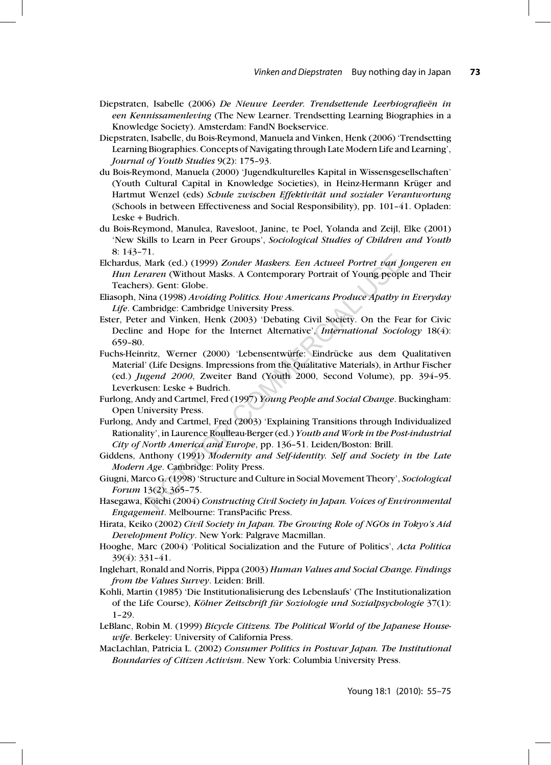Diepstraten, Isabelle (2006) *De Nieuwe Leerder. Trendsettende Leerbiografieën in een Kennissamenleving* (The New Learner. Trendsetting Learning Biographies in a Knowledge Society). Amsterdam: FandN Boekservice.

Diepstraten, Isabelle, du Bois-Reymond, Manuela and Vinken, Henk (2006) 'Trendsetting Learning Biographies. Concepts of Navigating through Late Modern Life and Learning', *Journal of Youth Studies* 9(2): 175–93.

du Bois-Reymond, Manuela (2000) 'Jugendkulturelles Kapital in Wissensgesellschaften' (Youth Cultural Capital in Knowledge Societies), in Heinz-Hermann Krüger and Hartmut Wenzel (eds) *Schule zwischen Effektivität und sozialer Verantwortung* (Schools in between Effectiveness and Social Responsibility), pp. 101–41. Opladen: Leske + Budrich.

du Bois-Reymond, Manulea, Ravesloot, Janine, te Poel, Yolanda and Zeijl, Elke (2001) 'New Skills to Learn in Peer Groups', *Sociological Studies of Children and Youth* 8: 143–71.

Elchardus, Mark (ed.) (1999) *Zonder Maskers. Een Actueel Portret van Jongeren en Hun Leraren* (Without Masks. A Contemporary Portrait of Young people and Their Teachers). Gent: Globe.

Eliasoph, Nina (1998) *Avoiding Politics. How Americans Produce Apathy in Everyday Life*. Cambridge: Cambridge University Press.

Ester, Peter and Vinken, Henk (2003) 'Debating Civil Society. On the Fear for Civic Decline and Hope for the Internet Alternative', *International Sociology* 18(4): 659–80.

Fuchs-Heinritz, Werner (2000) 'Lebensentwürfe: Eindrücke aus dem Qualitativen Material' (Life Designs. Impressions from the Qualitative Materials), in Arthur Fischer (ed.) *Jugend 2000*, Zweiter Band (Youth 2000, Second Volume), pp. 394–95. Leverkusen: Leske + Budrich.

Furlong, Andy and Cartmel, Fred (1997) *Young People and Social Change*. Buckingham: Open University Press.

Furlong, Andy and Cartmel, Fred (2003) 'Explaining Transitions through Individualized Rationality', in Laurence Roulleau-Berger (ed.) *Youth and Work in the Post-industrial City of North America and Europe*, pp. 136–51. Leiden/Boston: Brill.

Giddens, Anthony (1991) *Modernity and Self-identity. Self and Society in the Late Modern Age*. Cambridge: Polity Press.

Giugni, Marco G. (1998) 'Structure and Culture in Social Movement Theory', *Sociological Forum* 13(2): 365–75.

Hasegawa, Koichi (2004) *Constructing Civil Society in Japan. Voices of Environmental Engagement*. Melbourne: TransPacific Press.

Hirata, Keiko (2002) *Civil Society in Japan. The Growing Role of NGOs in Tokyo's Aid Development Policy*. New York: Palgrave Macmillan.

Hooghe, Marc (2004) 'Political Socialization and the Future of Politics', *Acta Politica* 39(4): 331–41.

Inglehart, Ronald and Norris, Pippa (2003) *Human Values and Social Change. Findings from the Values Survey*. Leiden: Brill.

Kohli, Martin (1985) 'Die Institutionalisierung des Lebenslaufs' (The Institutionalization of the Life Course), *Kölner Zeitschrift für Soziologie und Sozialpsychologie* 37(1): 1–29.

LeBlanc, Robin M. (1999) *Bicycle Citizens. The Political World of the Japanese Housewife*. Berkeley: University of California Press.

MacLachlan, Patricia L. (2002) *Consumer Politics in Postwar Japan. The Institutional Boundaries of Citizen Activism*. New York: Columbia University Press.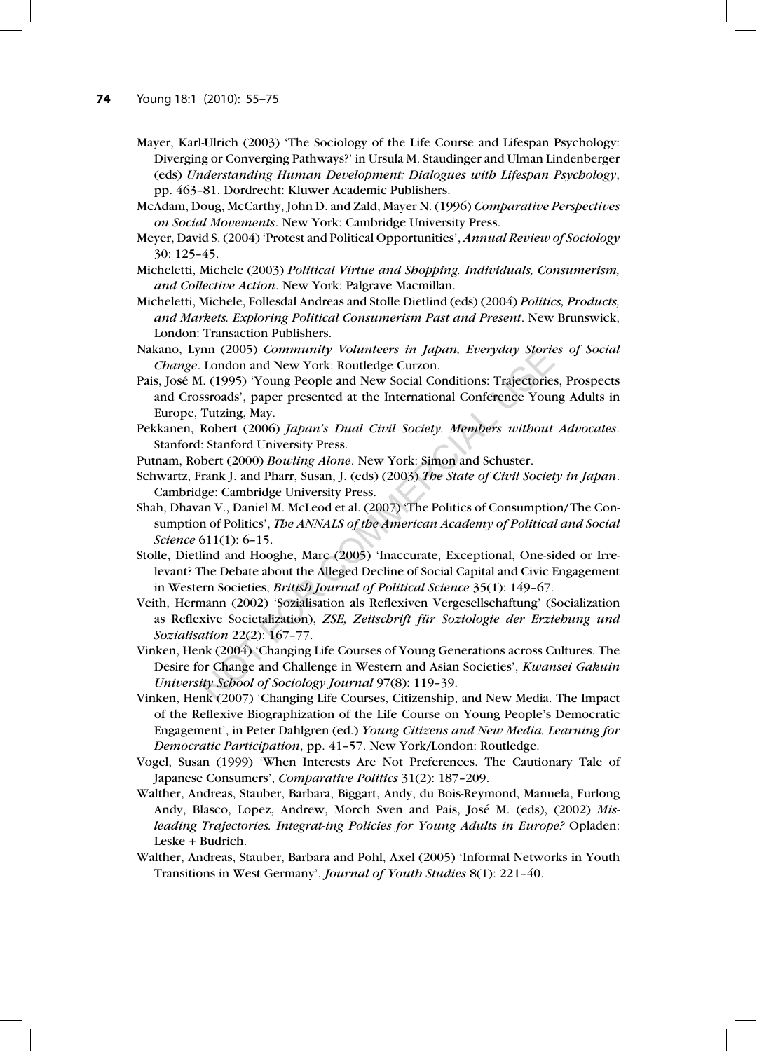Mayer, Karl-Ulrich (2003) 'The Sociology of the Life Course and Lifespan Psychology: Diverging or Converging Pathways?' in Ursula M. Staudinger and Ulman Lindenberger (eds) *Understanding Human Development: Dialogues with Lifespan Psychology*, pp. 463–81. Dordrecht: Kluwer Academic Publishers.

McAdam, Doug, McCarthy, John D. and Zald, Mayer N. (1996) *Comparative Perspectives on Social Movements*. New York: Cambridge University Press.

Meyer, David S. (2004) 'Protest and Political Opportunities', *Annual Review of Sociology* 30: 125–45.

Micheletti, Michele (2003) *Political Virtue and Shopping. Individuals, Consumerism, and Collective Action*. New York: Palgrave Macmillan.

Micheletti, Michele, Follesdal Andreas and Stolle Dietlind (eds) (2004) *Politics, Products, and Markets. Exploring Political Consumerism Past and Present*. New Brunswick, London: Transaction Publishers.

Nakano, Lynn (2005) *Community Volunteers in Japan, Everyday Stories of Social Change*. London and New York: Routledge Curzon.

Pais, José M. (1995) 'Young People and New Social Conditions: Trajectories, Prospects and Crossroads', paper presented at the International Conference Young Adults in Europe, Tutzing, May.

Pekkanen, Robert (2006) *Japan's Dual Civil Society. Members without Advocates*. Stanford: Stanford University Press.

Putnam, Robert (2000) *Bowling Alone*. New York: Simon and Schuster.

Schwartz, Frank J. and Pharr, Susan, J. (eds) (2003) *The State of Civil Society in Japan*. Cambridge: Cambridge University Press.

Shah, Dhavan V., Daniel M. McLeod et al. (2007) 'The Politics of Consumption/The Consumption of Politics', *The ANNALS of the American Academy of Political and Social Science* 611(1): 6–15.

Stolle, Dietlind and Hooghe, Marc (2005) 'Inaccurate, Exceptional, One-sided or Irrelevant? The Debate about the Alleged Decline of Social Capital and Civic Engagement in Western Societies, *British Journal of Political Science* 35(1): 149–67.

Veith, Hermann (2002) 'Sozialisation als Reflexiven Vergesellschaftung' (Socialization as Reflexive Societalization), *ZSE, Zeitschrift für Soziologie der Erziehung und Sozialisation* 22(2): 167–77.

Vinken, Henk (2004) 'Changing Life Courses of Young Generations across Cultures. The Desire for Change and Challenge in Western and Asian Societies', *Kwansei Gakuin University School of Sociology Journal* 97(8): 119–39.

Vinken, Henk (2007) 'Changing Life Courses, Citizenship, and New Media. The Impact of the Reflexive Biographization of the Life Course on Young People's Democratic Engagement', in Peter Dahlgren (ed.) *Young Citizens and New Media. Learning for Democratic Participation*, pp. 41–57. New York/London: Routledge.

Vogel, Susan (1999) 'When Interests Are Not Preferences. The Cautionary Tale of Japanese Consumers', *Comparative Politics* 31(2): 187–209.

Walther, Andreas, Stauber, Barbara, Biggart, Andy, du Bois-Reymond, Manuela, Furlong Andy, Blasco, Lopez, Andrew, Morch Sven and Pais, José M. (eds), (2002) *Misleading Trajectories. Integrat-ing Policies for Young Adults in Europe?* Opladen: Leske + Budrich.

Walther, Andreas, Stauber, Barbara and Pohl, Axel (2005) 'Informal Networks in Youth Transitions in West Germany', *Journal of Youth Studies* 8(1): 221–40.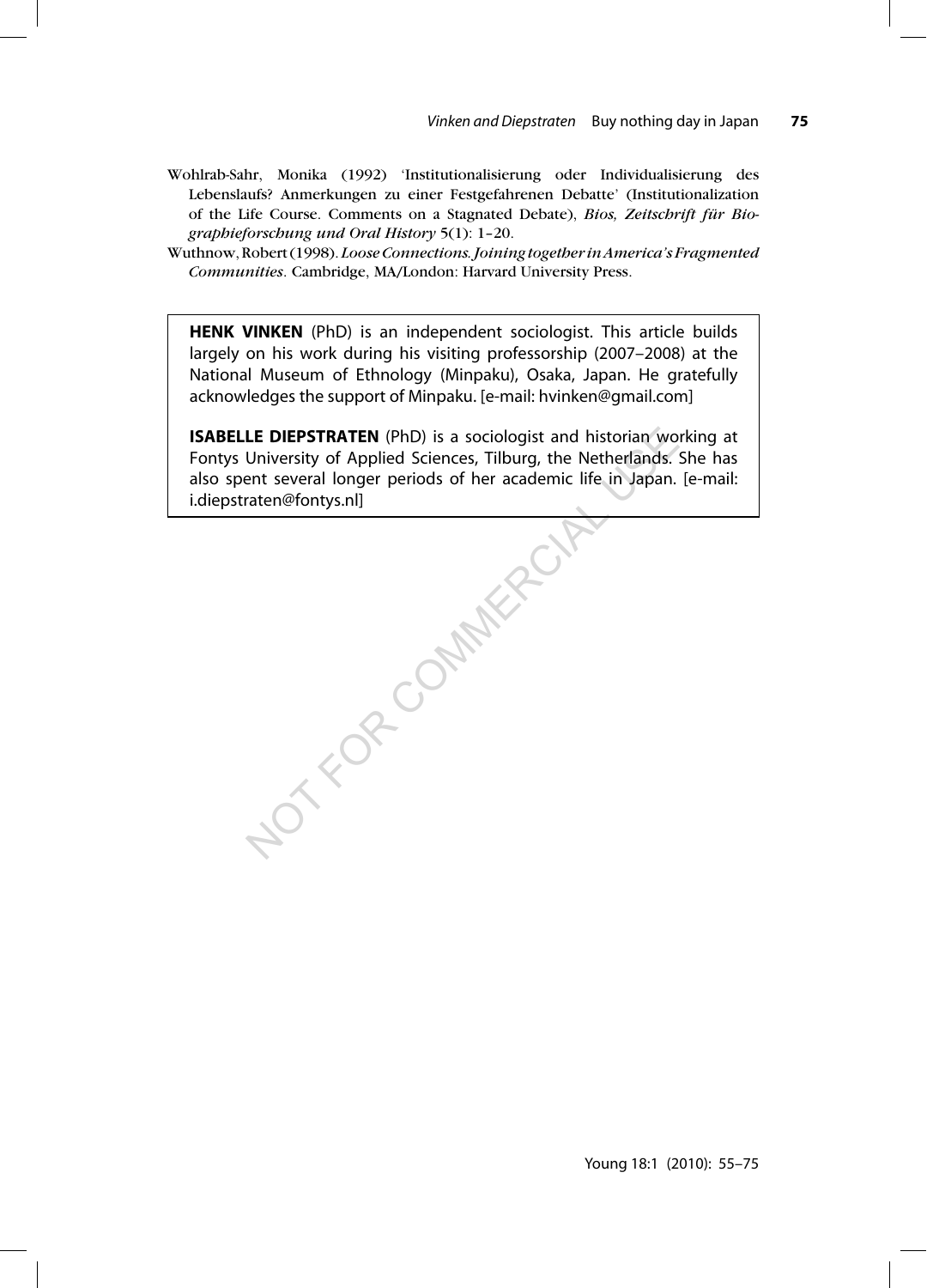Wohlrab-Sahr, Monika (1992) 'Institutionalisierung oder Individualisierung des Lebenslaufs? Anmerkungen zu einer Festgefahrenen Debatte' (Institutionalization of the Life Course. Comments on a Stagnated Debate), *Bios, Zeitschrift für Biographieforschung und Oral History* 5(1): 1–20.

Wuthnow, Robert (1998). *Loose Connections. Joining together in America's Fragmented Communities*. Cambridge, MA/London: Harvard University Press.

**HENK VINKEN** (PhD) is an independent sociologist. This article builds largely on his work during his visiting professorship (2007–2008) at the National Museum of Ethnology (Minpaku), Osaka, Japan. He gratefully acknowledges the support of Minpaku. [e-mail: hvinken@gmail.com]

**ISABELLE DIEPSTRATEN** (PhD) is a sociologist and historian working at Fontys University of Applied Sciences, Tilburg, the Netherlands. She has also spent several longer periods of her academic life in Japan. [e-mail: i.diepstraten@fontys.nl]